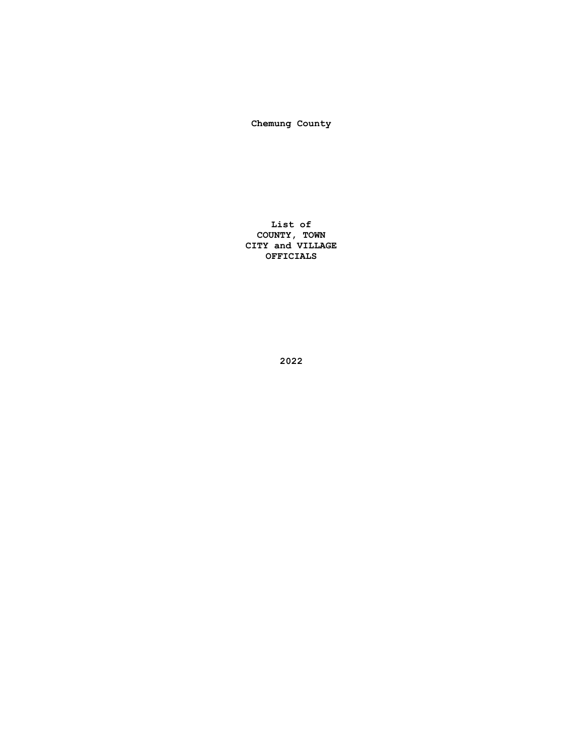**Chemung County**

**List of**
**COUNTY, TOWN**
**CITY and VILLAGE**
**OFFICIALS**

**2022**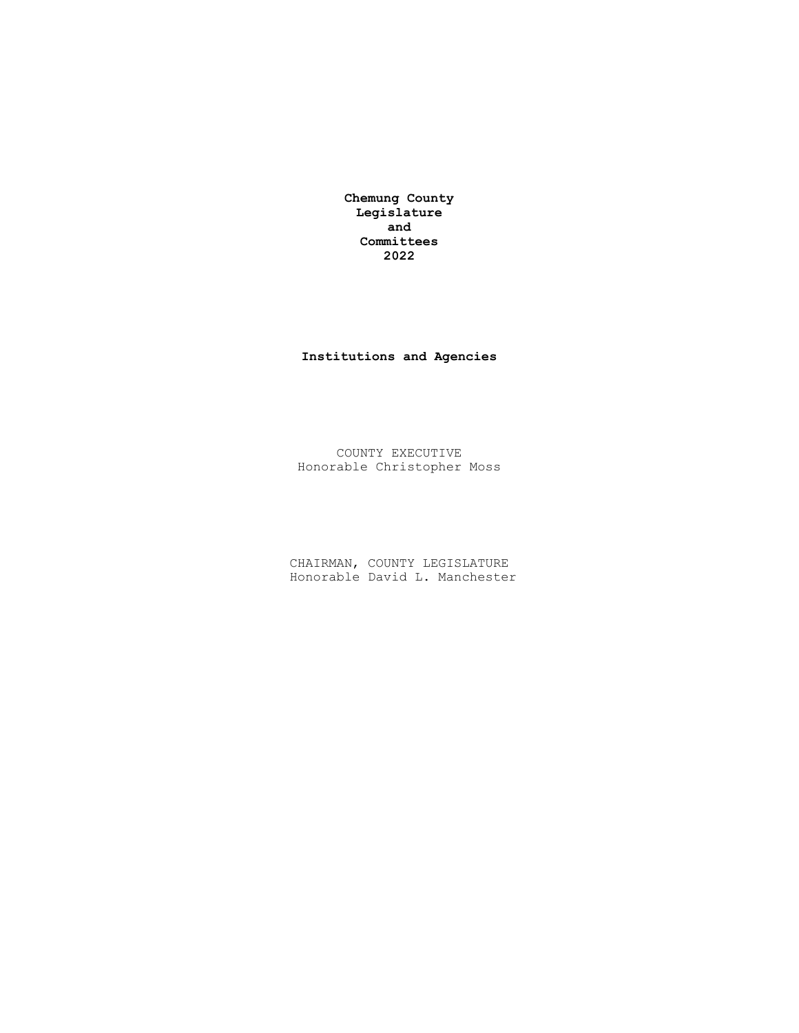**Chemung County Legislature and Committees 2022**

**Institutions and Agencies**

COUNTY EXECUTIVE
Honorable Christopher Moss

CHAIRMAN, COUNTY LEGISLATURE
Honorable David L. Manchester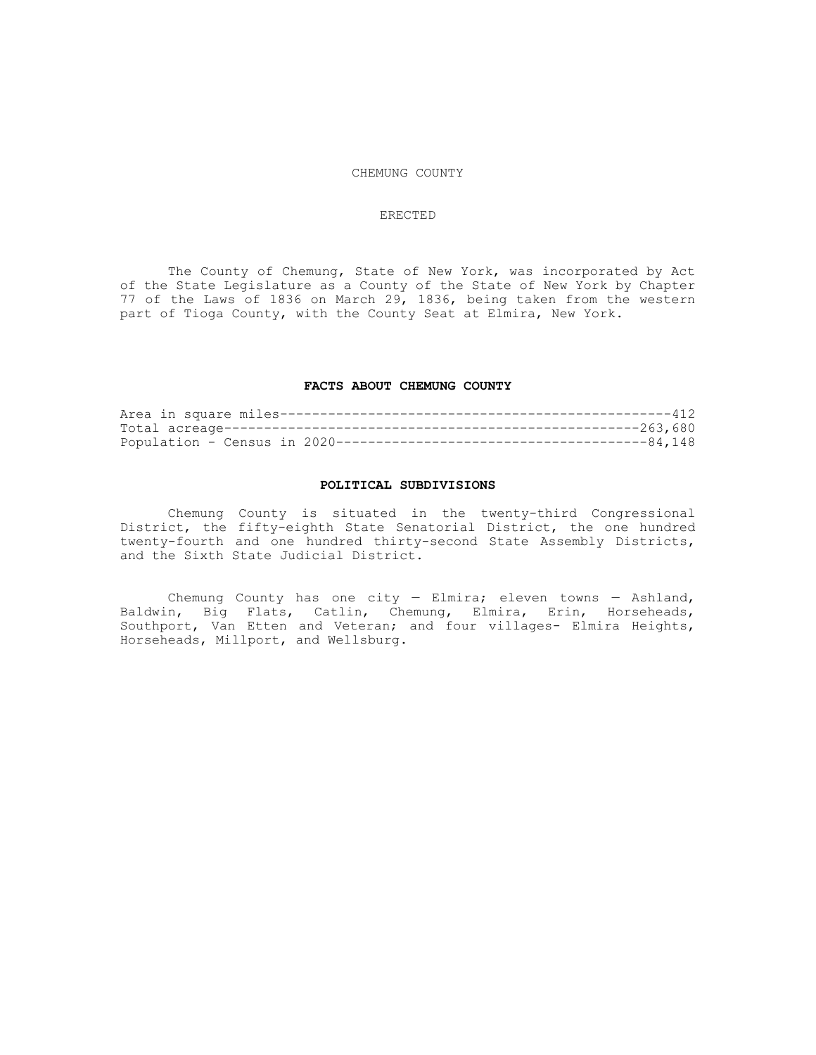# CHEMUNG COUNTY

## ERECTED

The County of Chemung, State of New York, was incorporated by Act of the State Legislature as a County of the State of New York by Chapter 77 of the Laws of 1836 on March 29, 1836, being taken from the western part of Tioga County, with the County Seat at Elmira, New York.

## FACTS ABOUT CHEMUNG COUNTY

Area in square miles--------------------------------------------------412
Total acreage-----------------------------------------------------263,680
Population - Census in 2020---------------------------------------84,148

## POLITICAL SUBDIVISIONS

Chemung County is situated in the twenty-third Congressional District, the fifty-eighth State Senatorial District, the one hundred twenty-fourth and one hundred thirty-second State Assembly Districts, and the Sixth State Judicial District.

Chemung County has one city — Elmira; eleven towns — Ashland, Baldwin, Big Flats, Catlin, Chemung, Elmira, Erin, Horseheads, Southport, Van Etten and Veteran; and four villages- Elmira Heights, Horseheads, Millport, and Wellsburg.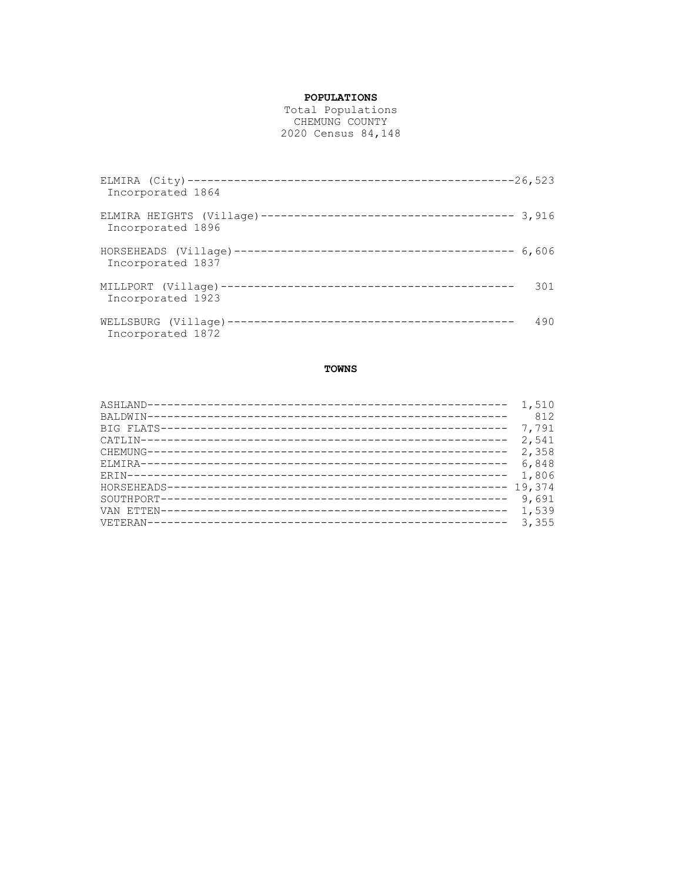# POPULATIONS

Total Populations
CHEMUNG COUNTY
2020 Census 84,148

| Municipality | Population |
|---|---|
| ELMIRA (City) <br> Incorporated 1864 | 26,523 |
| ELMIRA HEIGHTS (Village) <br> Incorporated 1896 | 3,916 |
| HORSEHEADS (Village) <br> Incorporated 1837 | 6,606 |
| MILLPORT (Village) <br> Incorporated 1923 | 301 |
| WELLSBURG (Village) <br> Incorporated 1872 | 490 |

## TOWNS

| Town | Population |
|---|---|
| ASHLAND | 1,510 |
| BALDWIN | 812 |
| BIG FLATS | 7,791 |
| CATLIN | 2,541 |
| CHEMUNG | 2,358 |
| ELMIRA | 6,848 |
| ERIN | 1,806 |
| HORSEHEADS | 19,374 |
| SOUTHPORT | 9,691 |
| VAN ETTEN | 1,539 |
| VETERAN | 3,355 |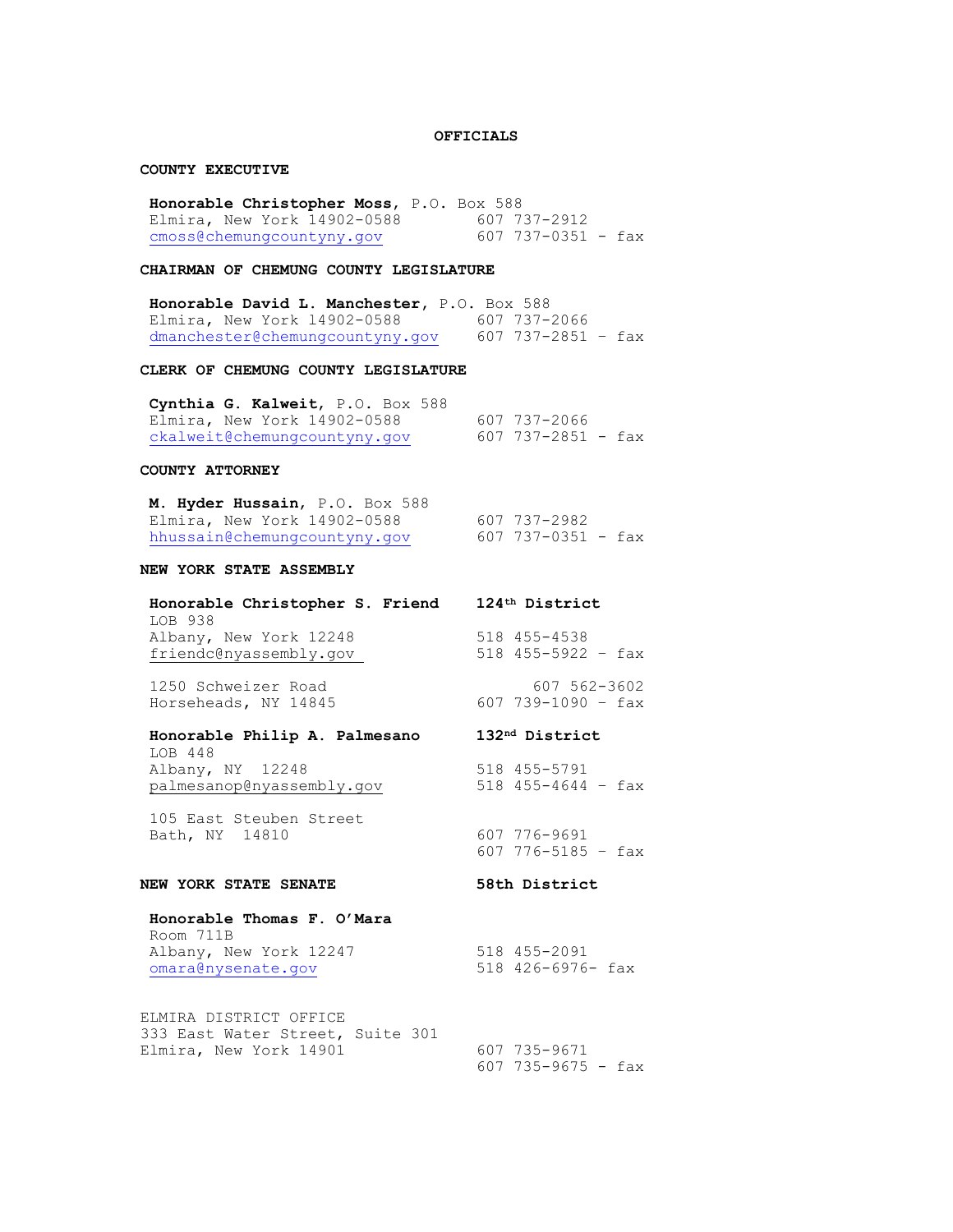# OFFICIALS

## COUNTY EXECUTIVE

**Honorable Christopher Moss**, P.O. Box 588
Elmira, New York 14902-0588 — 607 737-2912
cmoss@chemungcountyny.gov — 607 737-0351 - fax

## CHAIRMAN OF CHEMUNG COUNTY LEGISLATURE

**Honorable David L. Manchester**, P.O. Box 588
Elmira, New York 14902-0588 — 607 737-2066
dmanchester@chemungcountyny.gov — 607 737-2851 - fax

## CLERK OF CHEMUNG COUNTY LEGISLATURE

**Cynthia G. Kalweit**, P.O. Box 588
Elmira, New York 14902-0588 — 607 737-2066
ckalweit@chemungcountyny.gov — 607 737-2851 - fax

## COUNTY ATTORNEY

**M. Hyder Hussain**, P.O. Box 588
Elmira, New York 14902-0588 — 607 737-2982
hhussain@chemungcountyny.gov — 607 737-0351 - fax

## NEW YORK STATE ASSEMBLY

**Honorable Christopher S. Friend** — **124th District**
LOB 938
Albany, New York 12248 — 518 455-4538
friendc@nyassembly.gov — 518 455-5922 - fax

1250 Schweizer Road — 607 562-3602
Horseheads, NY 14845 — 607 739-1090 - fax

**Honorable Philip A. Palmesano** — **132nd District**
LOB 448
Albany, NY 12248 — 518 455-5791
palmesanop@nyassembly.gov — 518 455-4644 - fax

105 East Steuben Street
Bath, NY 14810 — 607 776-9691
607 776-5185 - fax

## NEW YORK STATE SENATE — 58th District

**Honorable Thomas F. O'Mara**
Room 711B
Albany, New York 12247 — 518 455-2091
omara@nysenate.gov — 518 426-6976- fax

ELMIRA DISTRICT OFFICE
333 East Water Street, Suite 301
Elmira, New York 14901 — 607 735-9671
607 735-9675 - fax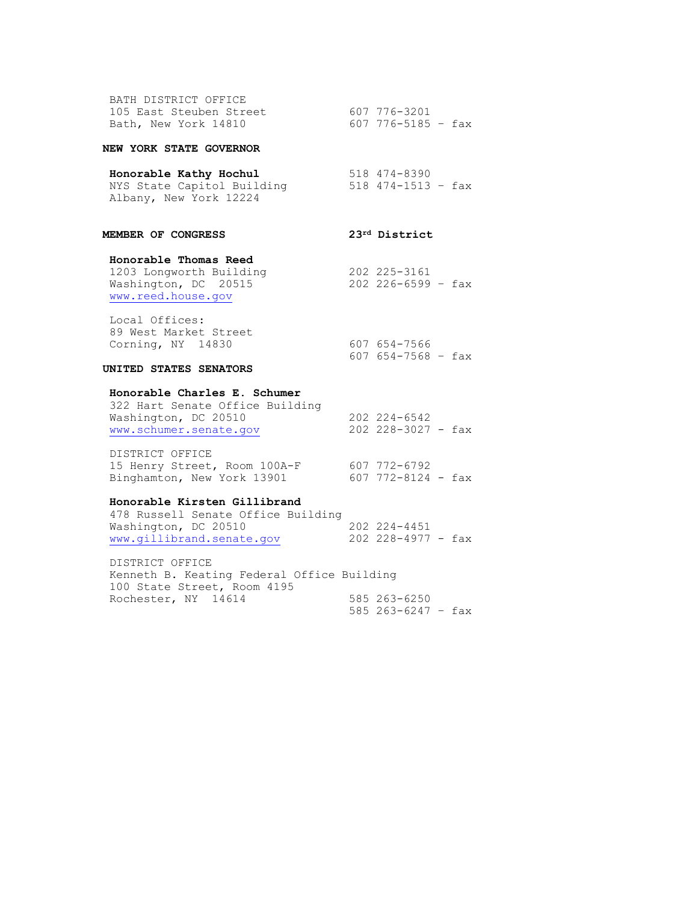BATH DISTRICT OFFICE
105 East Steuben Street — 607 776-3201
Bath, New York 14810 — 607 776-5185 - fax

**NEW YORK STATE GOVERNOR**

**Honorable Kathy Hochul** — 518 474-8390
NYS State Capitol Building — 518 474-1513 - fax
Albany, New York 12224

**MEMBER OF CONGRESS** — **23rd District**

**Honorable Thomas Reed**
1203 Longworth Building — 202 225-3161
Washington, DC 20515 — 202 226-6599 - fax
www.reed.house.gov

Local Offices:
89 West Market Street
Corning, NY 14830 — 607 654-7566
607 654-7568 - fax

**UNITED STATES SENATORS**

**Honorable Charles E. Schumer**
322 Hart Senate Office Building
Washington, DC 20510 — 202 224-6542
www.schumer.senate.gov — 202 228-3027 - fax

DISTRICT OFFICE
15 Henry Street, Room 100A-F — 607 772-6792
Binghamton, New York 13901 — 607 772-8124 - fax

**Honorable Kirsten Gillibrand**
478 Russell Senate Office Building
Washington, DC 20510 — 202 224-4451
www.gillibrand.senate.gov — 202 228-4977 - fax

DISTRICT OFFICE
Kenneth B. Keating Federal Office Building
100 State Street, Room 4195
Rochester, NY 14614 — 585 263-6250
585 263-6247 - fax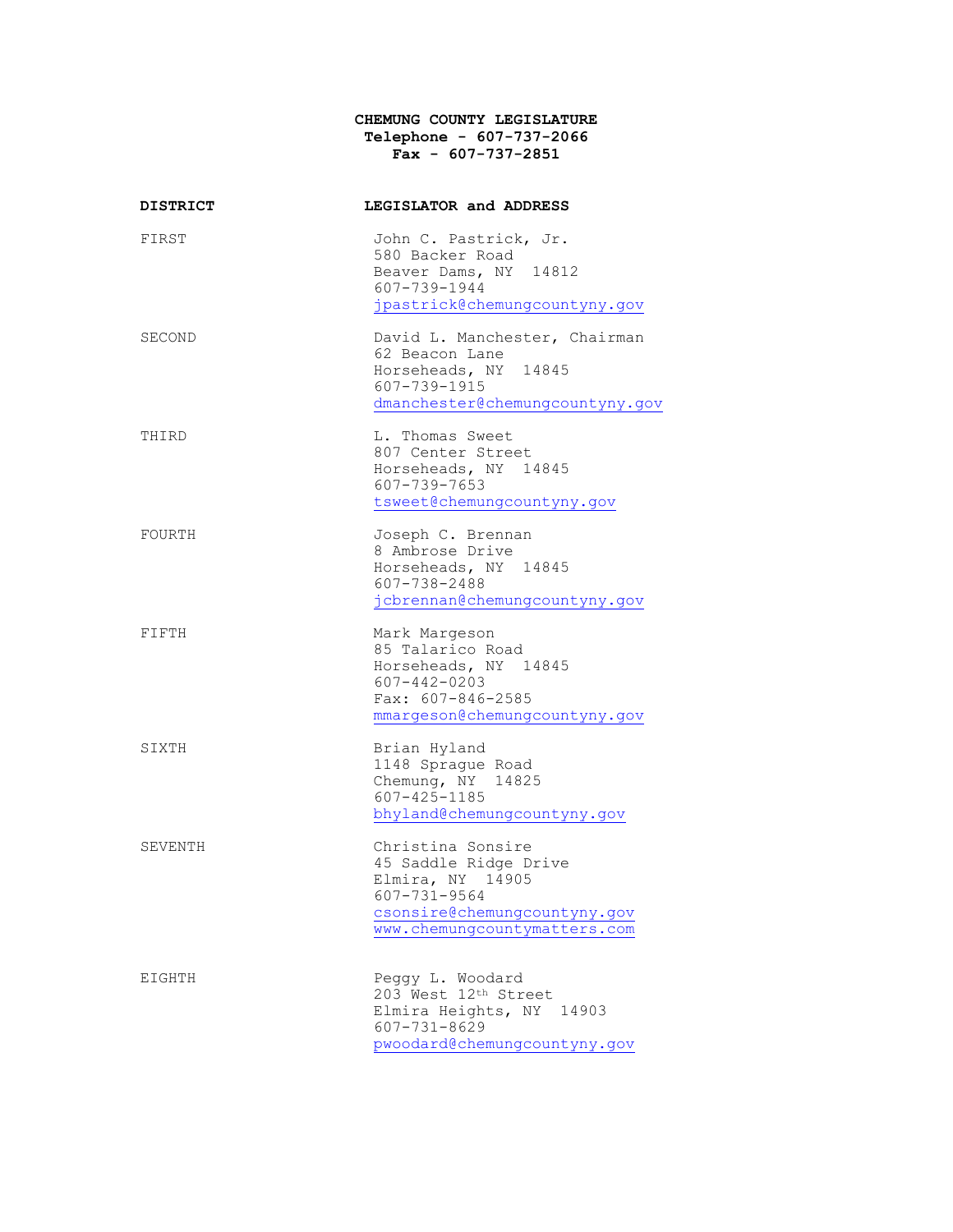**CHEMUNG COUNTY LEGISLATURE**
**Telephone - 607-737-2066**
**Fax - 607-737-2851**

| DISTRICT | LEGISLATOR and ADDRESS |
|---|---|
| FIRST | John C. Pastrick, Jr.<br>580 Backer Road<br>Beaver Dams, NY 14812<br>607-739-1944<br>jpastrick@chemungcountyny.gov |
| SECOND | David L. Manchester, Chairman<br>62 Beacon Lane<br>Horseheads, NY 14845<br>607-739-1915<br>dmanchester@chemungcountyny.gov |
| THIRD | L. Thomas Sweet<br>807 Center Street<br>Horseheads, NY 14845<br>607-739-7653<br>tsweet@chemungcountyny.gov |
| FOURTH | Joseph C. Brennan<br>8 Ambrose Drive<br>Horseheads, NY 14845<br>607-738-2488<br>jcbrennan@chemungcountyny.gov |
| FIFTH | Mark Margeson<br>85 Talarico Road<br>Horseheads, NY 14845<br>607-442-0203<br>Fax: 607-846-2585<br>mmargeson@chemungcountyny.gov |
| SIXTH | Brian Hyland<br>1148 Sprague Road<br>Chemung, NY 14825<br>607-425-1185<br>bhyland@chemungcountyny.gov |
| SEVENTH | Christina Sonsire<br>45 Saddle Ridge Drive<br>Elmira, NY 14905<br>607-731-9564<br>csonsire@chemungcountyny.gov<br>www.chemungcountymatters.com |
| EIGHTH | Peggy L. Woodard<br>203 West 12th Street<br>Elmira Heights, NY 14903<br>607-731-8629<br>pwoodard@chemungcountyny.gov |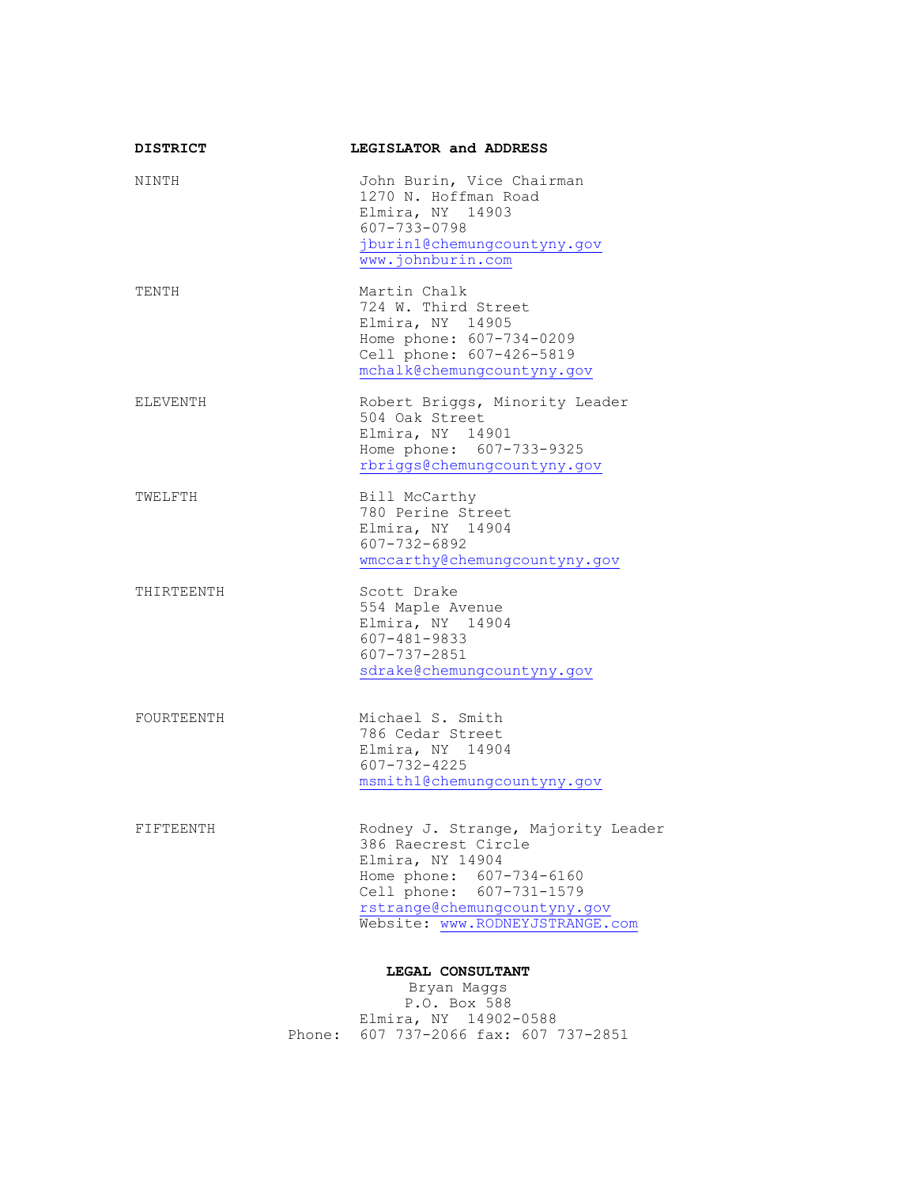| DISTRICT | LEGISLATOR and ADDRESS |
|---|---|
| NINTH | John Burin, Vice Chairman<br>1270 N. Hoffman Road<br>Elmira, NY 14903<br>607-733-0798<br>jburin1@chemungcountyny.gov<br>www.johnburin.com |
| TENTH | Martin Chalk<br>724 W. Third Street<br>Elmira, NY 14905<br>Home phone: 607-734-0209<br>Cell phone: 607-426-5819<br>mchalk@chemungcountyny.gov |
| ELEVENTH | Robert Briggs, Minority Leader<br>504 Oak Street<br>Elmira, NY 14901<br>Home phone: 607-733-9325<br>rbriggs@chemungcountyny.gov |
| TWELFTH | Bill McCarthy<br>780 Perine Street<br>Elmira, NY 14904<br>607-732-6892<br>wmccarthy@chemungcountyny.gov |
| THIRTEENTH | Scott Drake<br>554 Maple Avenue<br>Elmira, NY 14904<br>607-481-9833<br>607-737-2851<br>sdrake@chemungcountyny.gov |
| FOURTEENTH | Michael S. Smith<br>786 Cedar Street<br>Elmira, NY 14904<br>607-732-4225<br>msmith1@chemungcountyny.gov |
| FIFTEENTH | Rodney J. Strange, Majority Leader<br>386 Raecrest Circle<br>Elmira, NY 14904<br>Home phone: 607-734-6160<br>Cell phone: 607-731-1579<br>rstrange@chemungcountyny.gov<br>Website: www.RODNEYJSTRANGE.com |

**LEGAL CONSULTANT**

Bryan Maggs
P.O. Box 588
Elmira, NY 14902-0588
Phone: 607 737-2066 fax: 607 737-2851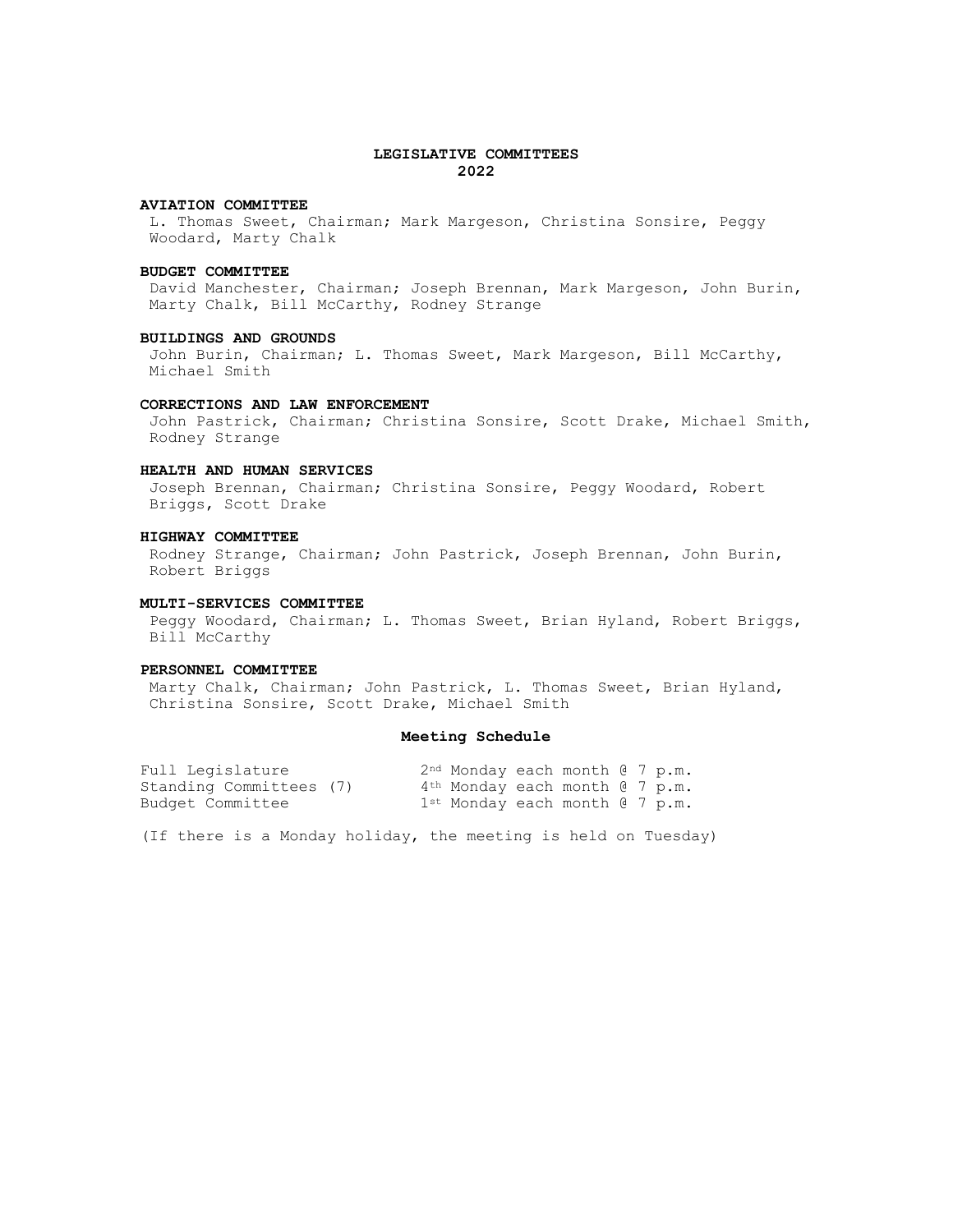# LEGISLATIVE COMMITTEES
# 2022

**AVIATION COMMITTEE**
L. Thomas Sweet, Chairman; Mark Margeson, Christina Sonsire, Peggy Woodard, Marty Chalk

**BUDGET COMMITTEE**
David Manchester, Chairman; Joseph Brennan, Mark Margeson, John Burin, Marty Chalk, Bill McCarthy, Rodney Strange

**BUILDINGS AND GROUNDS**
John Burin, Chairman; L. Thomas Sweet, Mark Margeson, Bill McCarthy, Michael Smith

**CORRECTIONS AND LAW ENFORCEMENT**
John Pastrick, Chairman; Christina Sonsire, Scott Drake, Michael Smith, Rodney Strange

**HEALTH AND HUMAN SERVICES**
Joseph Brennan, Chairman; Christina Sonsire, Peggy Woodard, Robert Briggs, Scott Drake

**HIGHWAY COMMITTEE**
Rodney Strange, Chairman; John Pastrick, Joseph Brennan, John Burin, Robert Briggs

**MULTI-SERVICES COMMITTEE**
Peggy Woodard, Chairman; L. Thomas Sweet, Brian Hyland, Robert Briggs, Bill McCarthy

**PERSONNEL COMMITTEE**
Marty Chalk, Chairman; John Pastrick, L. Thomas Sweet, Brian Hyland, Christina Sonsire, Scott Drake, Michael Smith

## Meeting Schedule

| | |
|---|---|
| Full Legislature | 2nd Monday each month @ 7 p.m. |
| Standing Committees (7) | 4th Monday each month @ 7 p.m. |
| Budget Committee | 1st Monday each month @ 7 p.m. |

(If there is a Monday holiday, the meeting is held on Tuesday)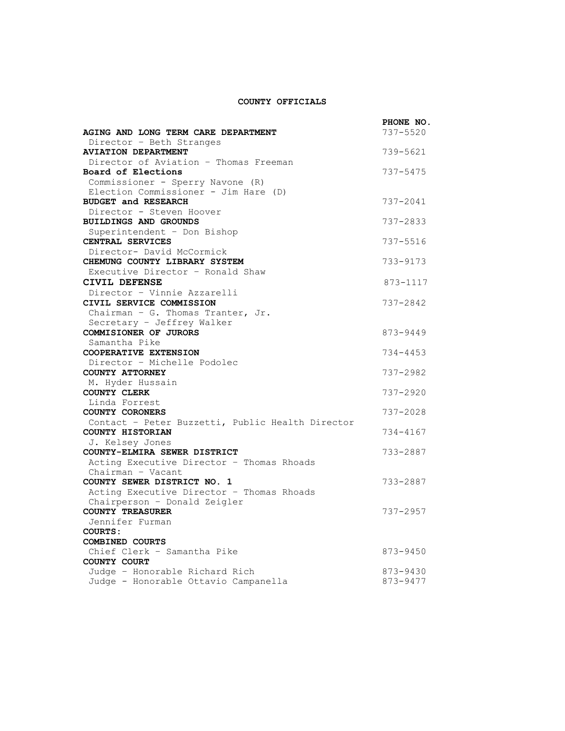## COUNTY OFFICIALS

| | PHONE NO. |
|---|---|
| **AGING AND LONG TERM CARE DEPARTMENT** | 737-5520 |
| Director – Beth Stranges | |
| **AVIATION DEPARTMENT** | 739-5621 |
| Director of Aviation – Thomas Freeman | |
| **Board of Elections** | 737-5475 |
| Commissioner - Sperry Navone (R) | |
| Election Commissioner - Jim Hare (D) | |
| **BUDGET and RESEARCH** | 737-2041 |
| Director - Steven Hoover | |
| **BUILDINGS AND GROUNDS** | 737-2833 |
| Superintendent – Don Bishop | |
| **CENTRAL SERVICES** | 737-5516 |
| Director- David McCormick | |
| **CHEMUNG COUNTY LIBRARY SYSTEM** | 733-9173 |
| Executive Director – Ronald Shaw | |
| **CIVIL DEFENSE** | 873-1117 |
| Director – Vinnie Azzarelli | |
| **CIVIL SERVICE COMMISSION** | 737-2842 |
| Chairman – G. Thomas Tranter, Jr. | |
| Secretary – Jeffrey Walker | |
| **COMMISIONER OF JURORS** | 873-9449 |
| Samantha Pike | |
| **COOPERATIVE EXTENSION** | 734-4453 |
| Director – Michelle Podolec | |
| **COUNTY ATTORNEY** | 737-2982 |
| M. Hyder Hussain | |
| **COUNTY CLERK** | 737-2920 |
| Linda Forrest | |
| **COUNTY CORONERS** | 737-2028 |
| Contact – Peter Buzzetti, Public Health Director | |
| **COUNTY HISTORIAN** | 734-4167 |
| J. Kelsey Jones | |
| **COUNTY-ELMIRA SEWER DISTRICT** | 733-2887 |
| Acting Executive Director – Thomas Rhoads | |
| Chairman – Vacant | |
| **COUNTY SEWER DISTRICT NO. 1** | 733-2887 |
| Acting Executive Director – Thomas Rhoads | |
| Chairperson – Donald Zeigler | |
| **COUNTY TREASURER** | 737-2957 |
| Jennifer Furman | |
| **COURTS:** | |
| **COMBINED COURTS** | |
| Chief Clerk – Samantha Pike | 873-9450 |
| **COUNTY COURT** | |
| Judge – Honorable Richard Rich | 873-9430 |
| Judge - Honorable Ottavio Campanella | 873-9477 |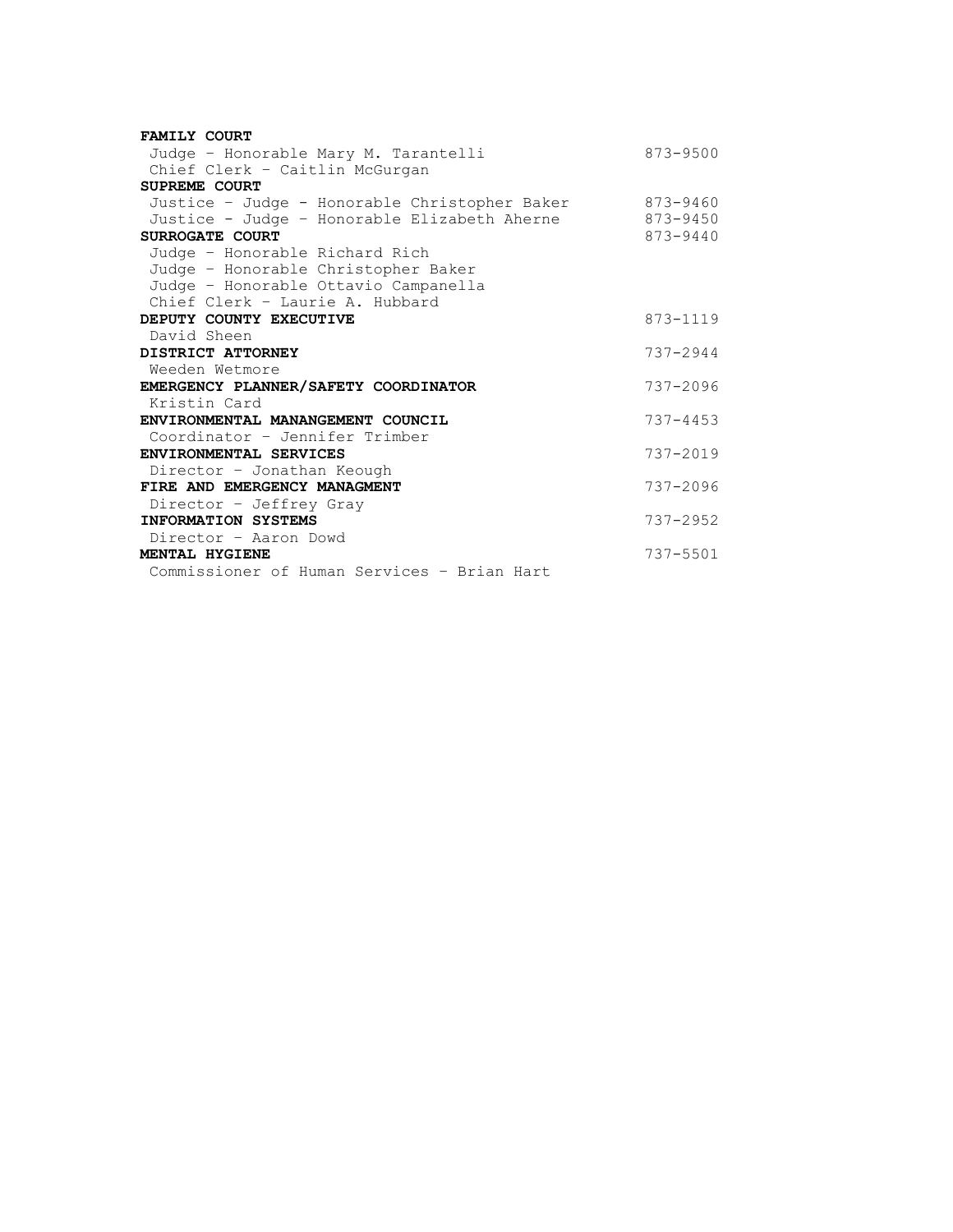**FAMILY COURT**
Judge – Honorable Mary M. Tarantelli 873-9500
Chief Clerk – Caitlin McGurgan

**SUPREME COURT**
Justice – Judge - Honorable Christopher Baker 873-9460
Justice - Judge – Honorable Elizabeth Aherne 873-9450

**SURROGATE COURT** 873-9440
Judge – Honorable Richard Rich
Judge – Honorable Christopher Baker
Judge – Honorable Ottavio Campanella
Chief Clerk – Laurie A. Hubbard

**DEPUTY COUNTY EXECUTIVE** 873-1119
David Sheen

**DISTRICT ATTORNEY** 737-2944
Weeden Wetmore

**EMERGENCY PLANNER/SAFETY COORDINATOR** 737-2096
Kristin Card

**ENVIRONMENTAL MANANGEMENT COUNCIL** 737-4453
Coordinator – Jennifer Trimber

**ENVIRONMENTAL SERVICES** 737-2019
Director – Jonathan Keough

**FIRE AND EMERGENCY MANAGMENT** 737-2096
Director – Jeffrey Gray

**INFORMATION SYSTEMS** 737-2952
Director – Aaron Dowd

**MENTAL HYGIENE** 737-5501
Commissioner of Human Services – Brian Hart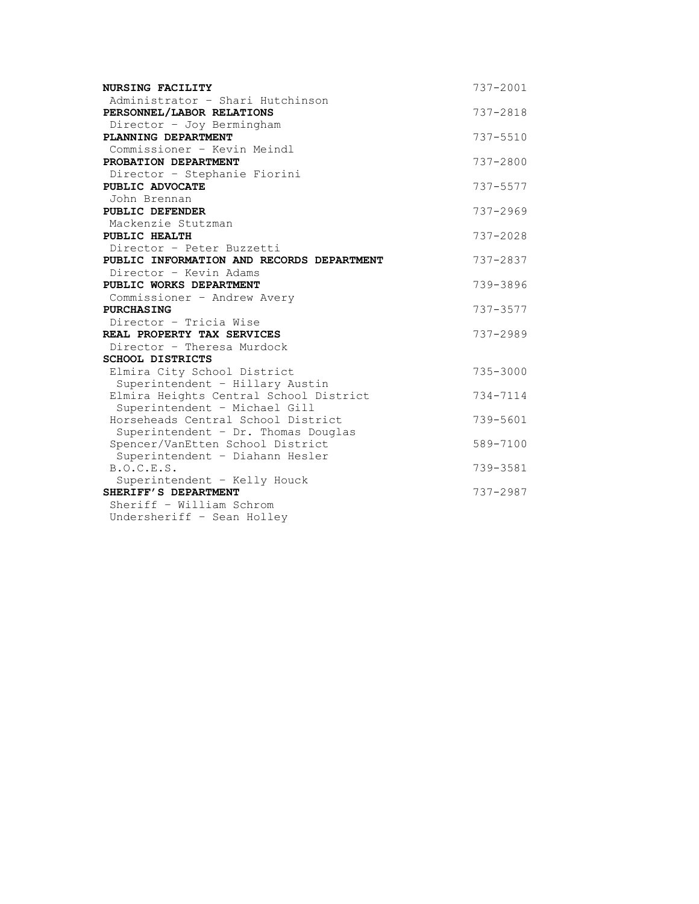| | |
|---|---|
| **NURSING FACILITY** | 737-2001 |
| Administrator – Shari Hutchinson | |
| **PERSONNEL/LABOR RELATIONS** | 737-2818 |
| Director – Joy Bermingham | |
| **PLANNING DEPARTMENT** | 737-5510 |
| Commissioner – Kevin Meindl | |
| **PROBATION DEPARTMENT** | 737-2800 |
| Director – Stephanie Fiorini | |
| **PUBLIC ADVOCATE** | 737-5577 |
| John Brennan | |
| **PUBLIC DEFENDER** | 737-2969 |
| Mackenzie Stutzman | |
| **PUBLIC HEALTH** | 737-2028 |
| Director – Peter Buzzetti | |
| **PUBLIC INFORMATION AND RECORDS DEPARTMENT** | 737-2837 |
| Director – Kevin Adams | |
| **PUBLIC WORKS DEPARTMENT** | 739-3896 |
| Commissioner – Andrew Avery | |
| **PURCHASING** | 737-3577 |
| Director – Tricia Wise | |
| **REAL PROPERTY TAX SERVICES** | 737-2989 |
| Director – Theresa Murdock | |
| **SCHOOL DISTRICTS** | |
| Elmira City School District | 735-3000 |
| Superintendent – Hillary Austin | |
| Elmira Heights Central School District | 734-7114 |
| Superintendent – Michael Gill | |
| Horseheads Central School District | 739-5601 |
| Superintendent – Dr. Thomas Douglas | |
| Spencer/VanEtten School District | 589-7100 |
| Superintendent – Diahann Hesler | |
| B.O.C.E.S. | 739-3581 |
| Superintendent – Kelly Houck | |
| **SHERIFF'S DEPARTMENT** | 737-2987 |
| Sheriff – William Schrom | |
| Undersheriff – Sean Holley | |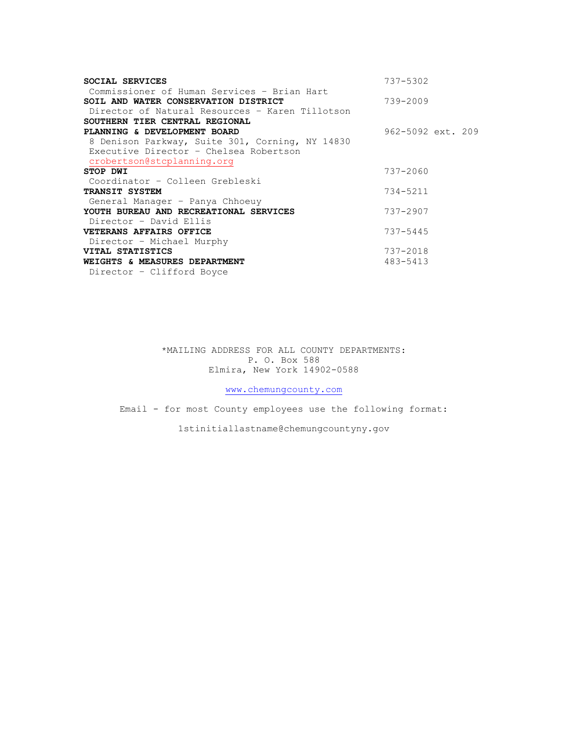| | |
|---|---|
| **SOCIAL SERVICES** | 737-5302 |
| Commissioner of Human Services – Brian Hart | |
| **SOIL AND WATER CONSERVATION DISTRICT** | 739-2009 |
| Director of Natural Resources – Karen Tillotson | |
| **SOUTHERN TIER CENTRAL REGIONAL PLANNING & DEVELOPMENT BOARD** | 962-5092 ext. 209 |
| 8 Denison Parkway, Suite 301, Corning, NY 14830 | |
| Executive Director – Chelsea Robertson | |
| crobertson@stcplanning.org | |
| **STOP DWI** | 737-2060 |
| Coordinator – Colleen Grebleski | |
| **TRANSIT SYSTEM** | 734-5211 |
| General Manager – Panya Chhoeuy | |
| **YOUTH BUREAU AND RECREATIONAL SERVICES** | 737-2907 |
| Director – David Ellis | |
| **VETERANS AFFAIRS OFFICE** | 737-5445 |
| Director – Michael Murphy | |
| **VITAL STATISTICS** | 737-2018 |
| **WEIGHTS & MEASURES DEPARTMENT** | 483-5413 |
| Director – Clifford Boyce | |

*MAILING ADDRESS FOR ALL COUNTY DEPARTMENTS:
P. O. Box 588
Elmira, New York 14902-0588

www.chemungcounty.com

Email - for most County employees use the following format:

1stinitiallastname@chemungcountyny.gov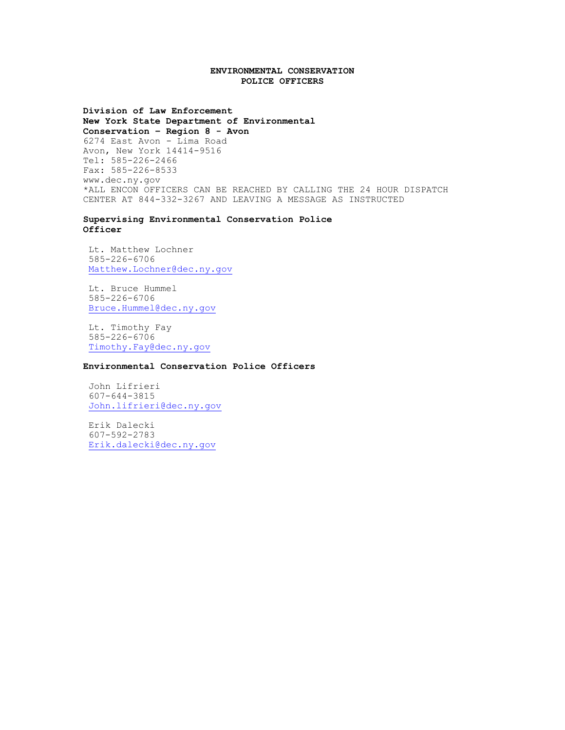# ENVIRONMENTAL CONSERVATION POLICE OFFICERS

**Division of Law Enforcement**
**New York State Department of Environmental Conservation – Region 8 - Avon**
6274 East Avon - Lima Road
Avon, New York 14414-9516
Tel: 585-226-2466
Fax: 585-226-8533
www.dec.ny.gov
*ALL ENCON OFFICERS CAN BE REACHED BY CALLING THE 24 HOUR DISPATCH CENTER AT 844-332-3267 AND LEAVING A MESSAGE AS INSTRUCTED

## Supervising Environmental Conservation Police Officer

Lt. Matthew Lochner
585-226-6706
Matthew.Lochner@dec.ny.gov

Lt. Bruce Hummel
585-226-6706
Bruce.Hummel@dec.ny.gov

Lt. Timothy Fay
585-226-6706
Timothy.Fay@dec.ny.gov

## Environmental Conservation Police Officers

John Lifrieri
607-644-3815
John.lifrieri@dec.ny.gov

Erik Dalecki
607-592-2783
Erik.dalecki@dec.ny.gov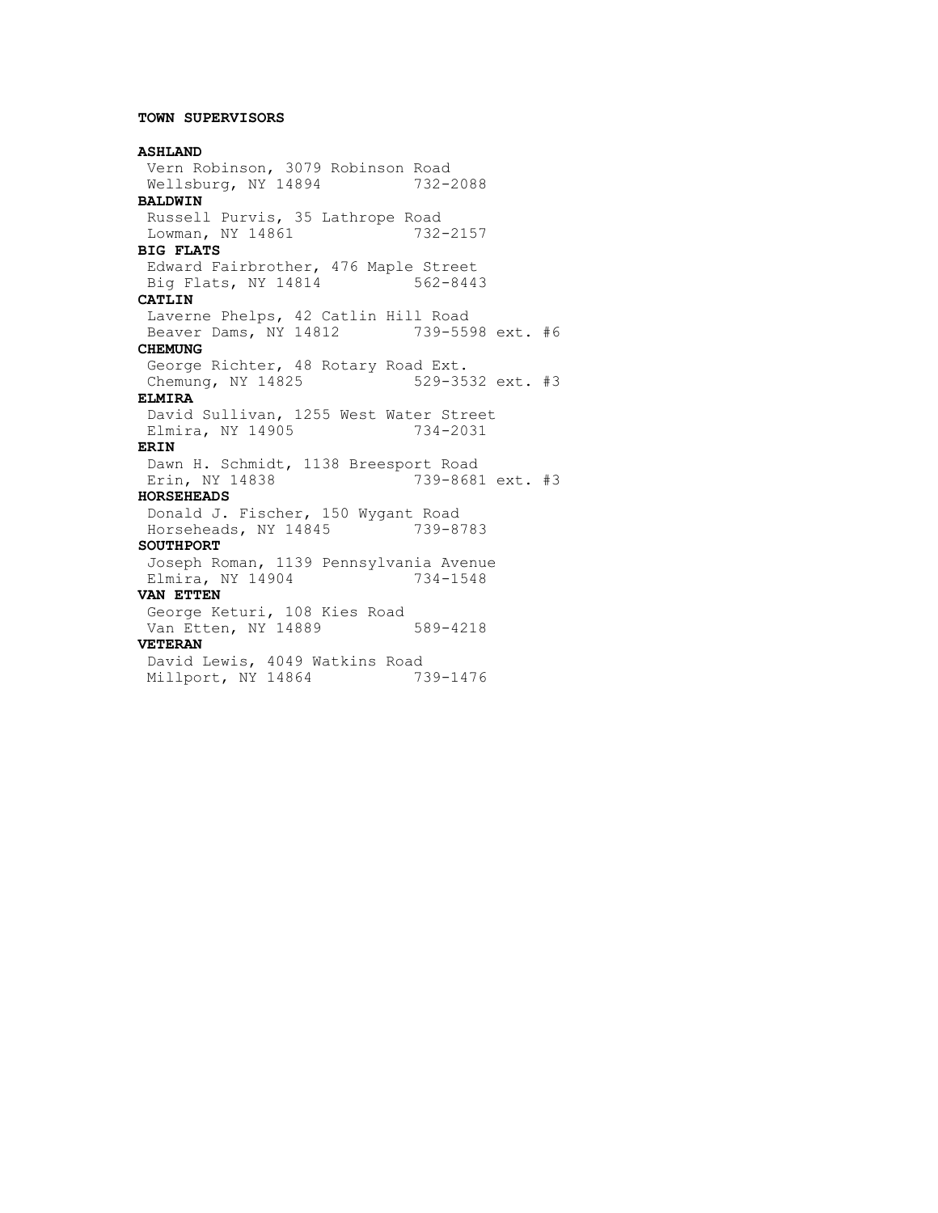**TOWN SUPERVISORS**

**ASHLAND**
Vern Robinson, 3079 Robinson Road
Wellsburg, NY 14894 732-2088

**BALDWIN**
Russell Purvis, 35 Lathrope Road
Lowman, NY 14861 732-2157

**BIG FLATS**
Edward Fairbrother, 476 Maple Street
Big Flats, NY 14814 562-8443

**CATLIN**
Laverne Phelps, 42 Catlin Hill Road
Beaver Dams, NY 14812 739-5598 ext. #6

**CHEMUNG**
George Richter, 48 Rotary Road Ext.
Chemung, NY 14825 529-3532 ext. #3

**ELMIRA**
David Sullivan, 1255 West Water Street
Elmira, NY 14905 734-2031

**ERIN**
Dawn H. Schmidt, 1138 Breesport Road
Erin, NY 14838 739-8681 ext. #3

**HORSEHEADS**
Donald J. Fischer, 150 Wygant Road
Horseheads, NY 14845 739-8783

**SOUTHPORT**
Joseph Roman, 1139 Pennsylvania Avenue
Elmira, NY 14904 734-1548

**VAN ETTEN**
George Keturi, 108 Kies Road
Van Etten, NY 14889 589-4218

**VETERAN**
David Lewis, 4049 Watkins Road
Millport, NY 14864 739-1476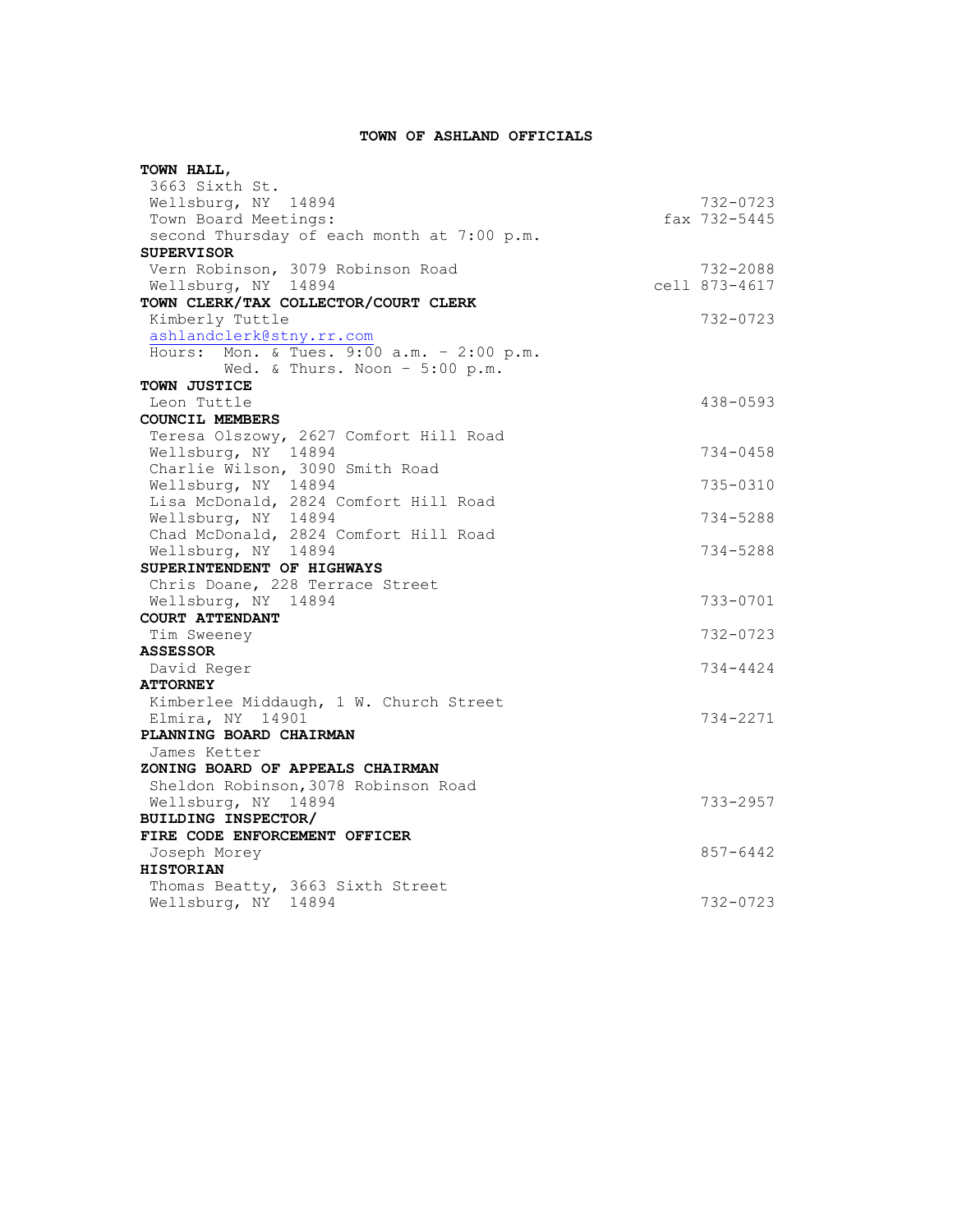# TOWN OF ASHLAND OFFICIALS

**TOWN HALL,**
3663 Sixth St.
Wellsburg, NY 14894 — 732-0723
Town Board Meetings: — fax 732-5445
second Thursday of each month at 7:00 p.m.

**SUPERVISOR**
Vern Robinson, 3079 Robinson Road — 732-2088
Wellsburg, NY 14894 — cell 873-4617

**TOWN CLERK/TAX COLLECTOR/COURT CLERK**
Kimberly Tuttle — 732-0723
ashlandclerk@stny.rr.com
Hours: Mon. & Tues. 9:00 a.m. – 2:00 p.m.
Wed. & Thurs. Noon – 5:00 p.m.

**TOWN JUSTICE**
Leon Tuttle — 438-0593

**COUNCIL MEMBERS**
Teresa Olszowy, 2627 Comfort Hill Road
Wellsburg, NY 14894 — 734-0458
Charlie Wilson, 3090 Smith Road
Wellsburg, NY 14894 — 735-0310
Lisa McDonald, 2824 Comfort Hill Road
Wellsburg, NY 14894 — 734-5288
Chad McDonald, 2824 Comfort Hill Road
Wellsburg, NY 14894 — 734-5288

**SUPERINTENDENT OF HIGHWAYS**
Chris Doane, 228 Terrace Street
Wellsburg, NY 14894 — 733-0701

**COURT ATTENDANT**
Tim Sweeney — 732-0723

**ASSESSOR**
David Reger — 734-4424

**ATTORNEY**
Kimberlee Middaugh, 1 W. Church Street
Elmira, NY 14901 — 734-2271

**PLANNING BOARD CHAIRMAN**
James Ketter

**ZONING BOARD OF APPEALS CHAIRMAN**
Sheldon Robinson, 3078 Robinson Road
Wellsburg, NY 14894 — 733-2957

**BUILDING INSPECTOR/**
**FIRE CODE ENFORCEMENT OFFICER**
Joseph Morey — 857-6442

**HISTORIAN**
Thomas Beatty, 3663 Sixth Street
Wellsburg, NY 14894 — 732-0723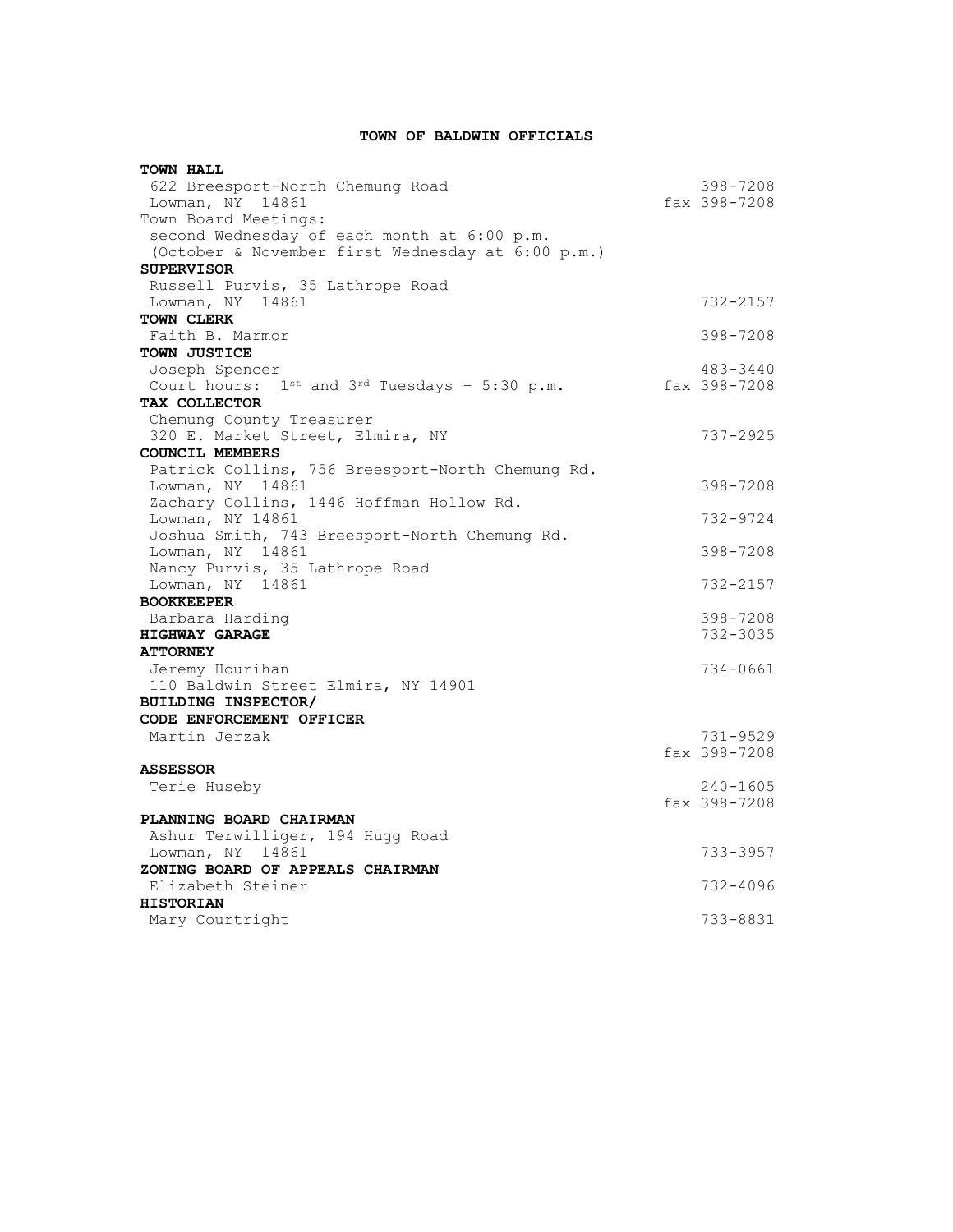# TOWN OF BALDWIN OFFICIALS

**TOWN HALL**

622 Breesport-North Chemung Road — 398-7208
Lowman, NY 14861 — fax 398-7208
Town Board Meetings:
second Wednesday of each month at 6:00 p.m.
(October & November first Wednesday at 6:00 p.m.)

**SUPERVISOR**

Russell Purvis, 35 Lathrope Road
Lowman, NY 14861 — 732-2157

**TOWN CLERK**

Faith B. Marmor — 398-7208

**TOWN JUSTICE**

Joseph Spencer — 483-3440
Court hours: 1st and 3rd Tuesdays – 5:30 p.m. — fax 398-7208

**TAX COLLECTOR**

Chemung County Treasurer
320 E. Market Street, Elmira, NY — 737-2925

**COUNCIL MEMBERS**

Patrick Collins, 756 Breesport-North Chemung Rd.
Lowman, NY 14861 — 398-7208
Zachary Collins, 1446 Hoffman Hollow Rd.
Lowman, NY 14861 — 732-9724
Joshua Smith, 743 Breesport-North Chemung Rd.
Lowman, NY 14861 — 398-7208
Nancy Purvis, 35 Lathrope Road
Lowman, NY 14861 — 732-2157

**BOOKKEEPER**

Barbara Harding — 398-7208

**HIGHWAY GARAGE** — 732-3035

**ATTORNEY**

Jeremy Hourihan — 734-0661
110 Baldwin Street Elmira, NY 14901

**BUILDING INSPECTOR/
CODE ENFORCEMENT OFFICER**

Martin Jerzak — 731-9529
fax 398-7208

**ASSESSOR**

Terie Huseby — 240-1605
fax 398-7208

**PLANNING BOARD CHAIRMAN**

Ashur Terwilliger, 194 Hugg Road
Lowman, NY 14861 — 733-3957

**ZONING BOARD OF APPEALS CHAIRMAN**

Elizabeth Steiner — 732-4096

**HISTORIAN**

Mary Courtright — 733-8831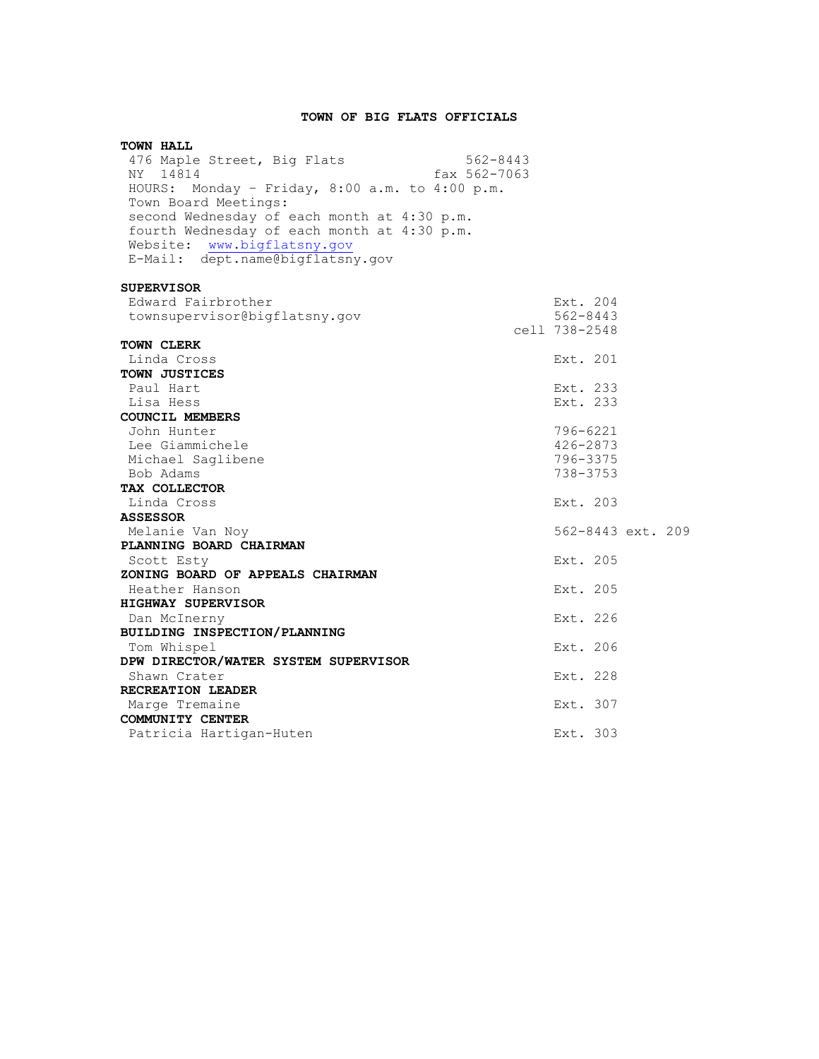# TOWN OF BIG FLATS OFFICIALS

**TOWN HALL**
476 Maple Street, Big Flats NY 14814 — 562-8443, fax 562-7063
HOURS: Monday – Friday, 8:00 a.m. to 4:00 p.m.
Town Board Meetings:
second Wednesday of each month at 4:30 p.m.
fourth Wednesday of each month at 4:30 p.m.
Website: www.bigflatsny.gov
E-Mail: dept.name@bigflatsny.gov

**SUPERVISOR**

| | |
|---|---|
| Edward Fairbrother | Ext. 204 |
| townsupervisor@bigflatsny.gov | 562-8443 |
| | cell 738-2548 |

**TOWN CLERK**

| | |
|---|---|
| Linda Cross | Ext. 201 |

**TOWN JUSTICES**

| | |
|---|---|
| Paul Hart | Ext. 233 |
| Lisa Hess | Ext. 233 |

**COUNCIL MEMBERS**

| | |
|---|---|
| John Hunter | 796-6221 |
| Lee Giammichele | 426-2873 |
| Michael Saglibene | 796-3375 |
| Bob Adams | 738-3753 |

**TAX COLLECTOR**

| | |
|---|---|
| Linda Cross | Ext. 203 |

**ASSESSOR**

| | |
|---|---|
| Melanie Van Noy | 562-8443 ext. 209 |

**PLANNING BOARD CHAIRMAN**

| | |
|---|---|
| Scott Esty | Ext. 205 |

**ZONING BOARD OF APPEALS CHAIRMAN**

| | |
|---|---|
| Heather Hanson | Ext. 205 |

**HIGHWAY SUPERVISOR**

| | |
|---|---|
| Dan McInerny | Ext. 226 |

**BUILDING INSPECTION/PLANNING**

| | |
|---|---|
| Tom Whispel | Ext. 206 |

**DPW DIRECTOR/WATER SYSTEM SUPERVISOR**

| | |
|---|---|
| Shawn Crater | Ext. 228 |

**RECREATION LEADER**

| | |
|---|---|
| Marge Tremaine | Ext. 307 |

**COMMUNITY CENTER**

| | |
|---|---|
| Patricia Hartigan-Huten | Ext. 303 |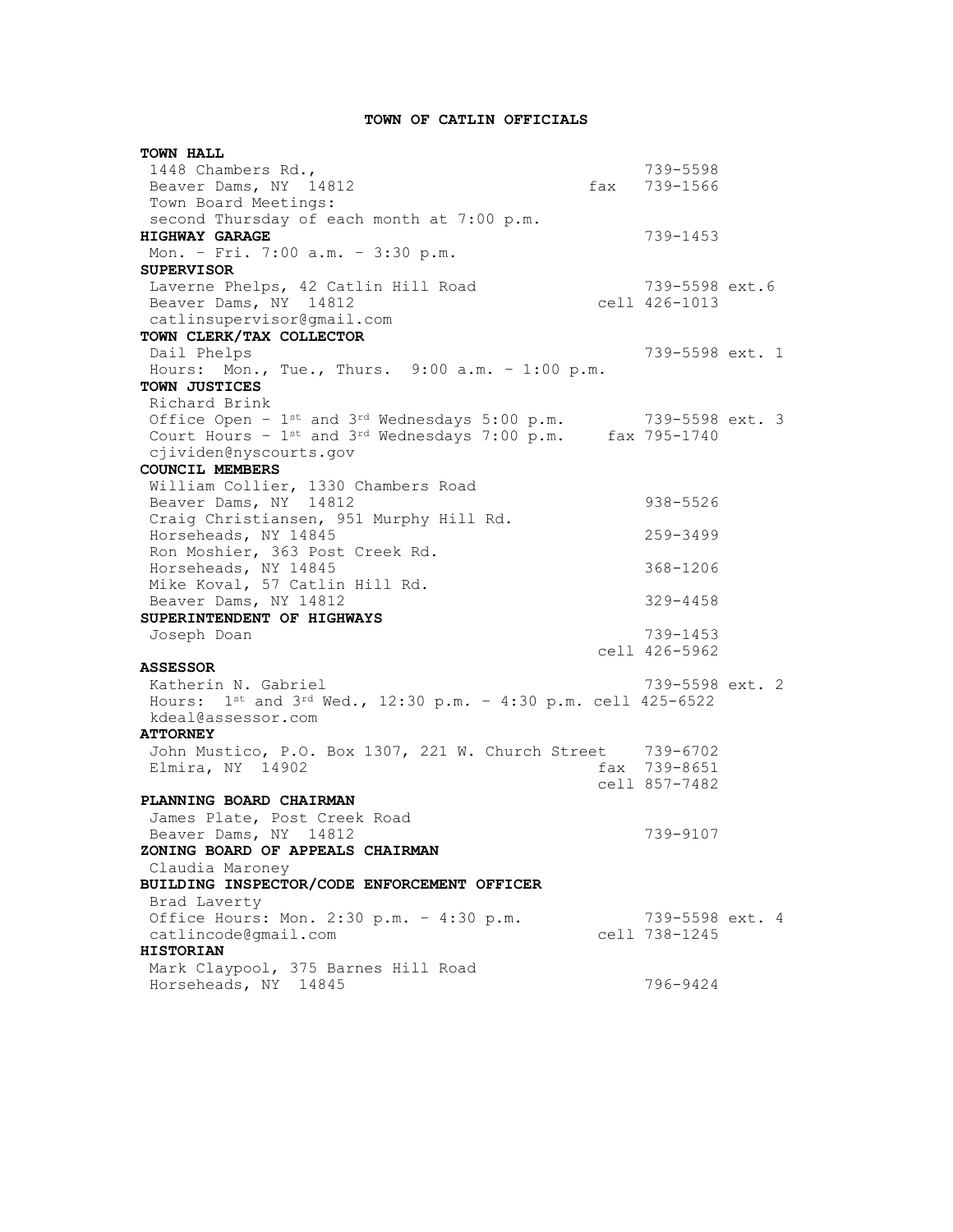# TOWN OF CATLIN OFFICIALS

**TOWN HALL**
1448 Chambers Rd., 739-5598
Beaver Dams, NY 14812 fax 739-1566
Town Board Meetings:
second Thursday of each month at 7:00 p.m.

**HIGHWAY GARAGE** 739-1453
Mon. – Fri. 7:00 a.m. – 3:30 p.m.

**SUPERVISOR**
Laverne Phelps, 42 Catlin Hill Road 739-5598 ext.6
Beaver Dams, NY 14812 cell 426-1013
catlinsupervisor@gmail.com

**TOWN CLERK/TAX COLLECTOR**
Dail Phelps 739-5598 ext. 1
Hours: Mon., Tue., Thurs. 9:00 a.m. – 1:00 p.m.

**TOWN JUSTICES**
Richard Brink
Office Open – 1st and 3rd Wednesdays 5:00 p.m. 739-5598 ext. 3
Court Hours – 1st and 3rd Wednesdays 7:00 p.m. fax 795-1740
cjividen@nyscourts.gov

**COUNCIL MEMBERS**
William Collier, 1330 Chambers Road
Beaver Dams, NY 14812 938-5526
Craig Christiansen, 951 Murphy Hill Rd.
Horseheads, NY 14845 259-3499
Ron Moshier, 363 Post Creek Rd.
Horseheads, NY 14845 368-1206
Mike Koval, 57 Catlin Hill Rd.
Beaver Dams, NY 14812 329-4458

**SUPERINTENDENT OF HIGHWAYS**
Joseph Doan 739-1453
cell 426-5962

**ASSESSOR**
Katherin N. Gabriel 739-5598 ext. 2
Hours: 1st and 3rd Wed., 12:30 p.m. – 4:30 p.m. cell 425-6522
kdeal@assessor.com

**ATTORNEY**
John Mustico, P.O. Box 1307, 221 W. Church Street 739-6702
Elmira, NY 14902 fax 739-8651
cell 857-7482

**PLANNING BOARD CHAIRMAN**
James Plate, Post Creek Road
Beaver Dams, NY 14812 739-9107

**ZONING BOARD OF APPEALS CHAIRMAN**
Claudia Maroney

**BUILDING INSPECTOR/CODE ENFORCEMENT OFFICER**
Brad Laverty
Office Hours: Mon. 2:30 p.m. – 4:30 p.m. 739-5598 ext. 4
catlincode@gmail.com cell 738-1245

**HISTORIAN**
Mark Claypool, 375 Barnes Hill Road
Horseheads, NY 14845 796-9424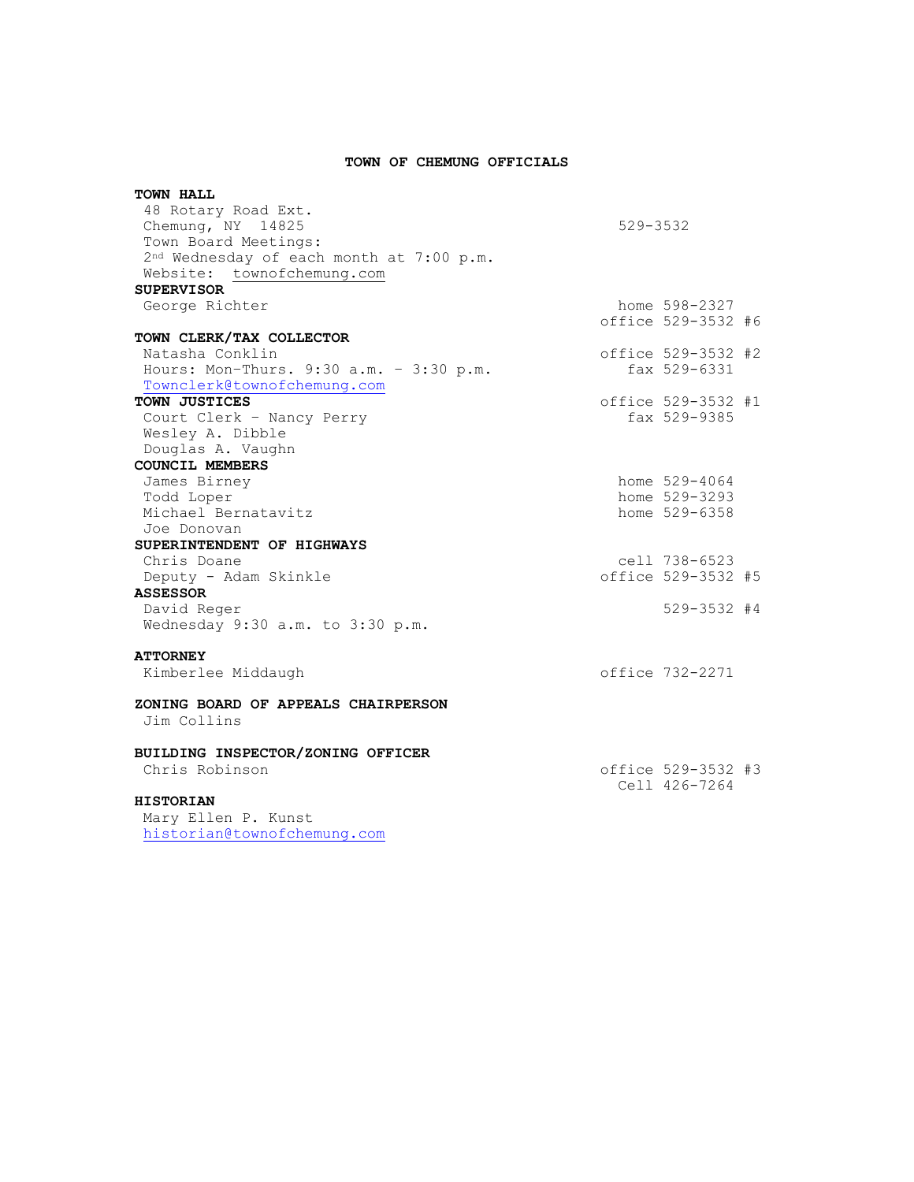# TOWN OF CHEMUNG OFFICIALS

**TOWN HALL**

48 Rotary Road Ext.
Chemung, NY 14825 — 529-3532
Town Board Meetings:
2nd Wednesday of each month at 7:00 p.m.
Website: townofchemung.com

**SUPERVISOR**

George Richter — home 598-2327
office 529-3532 #6

**TOWN CLERK/TAX COLLECTOR**

Natasha Conklin — office 529-3532 #2
Hours: Mon-Thurs. 9:30 a.m. – 3:30 p.m. — fax 529-6331
Townclerk@townofchemung.com

**TOWN JUSTICES** — office 529-3532 #1

Court Clerk – Nancy Perry — fax 529-9385
Wesley A. Dibble
Douglas A. Vaughn

**COUNCIL MEMBERS**

James Birney — home 529-4064
Todd Loper — home 529-3293
Michael Bernatavitz — home 529-6358
Joe Donovan

**SUPERINTENDENT OF HIGHWAYS**

Chris Doane — cell 738-6523
Deputy - Adam Skinkle — office 529-3532 #5

**ASSESSOR**

David Reger — 529-3532 #4
Wednesday 9:30 a.m. to 3:30 p.m.

**ATTORNEY**

Kimberlee Middaugh — office 732-2271

**ZONING BOARD OF APPEALS CHAIRPERSON**

Jim Collins

**BUILDING INSPECTOR/ZONING OFFICER**

Chris Robinson — office 529-3532 #3
Cell 426-7264

**HISTORIAN**

Mary Ellen P. Kunst
historian@townofchemung.com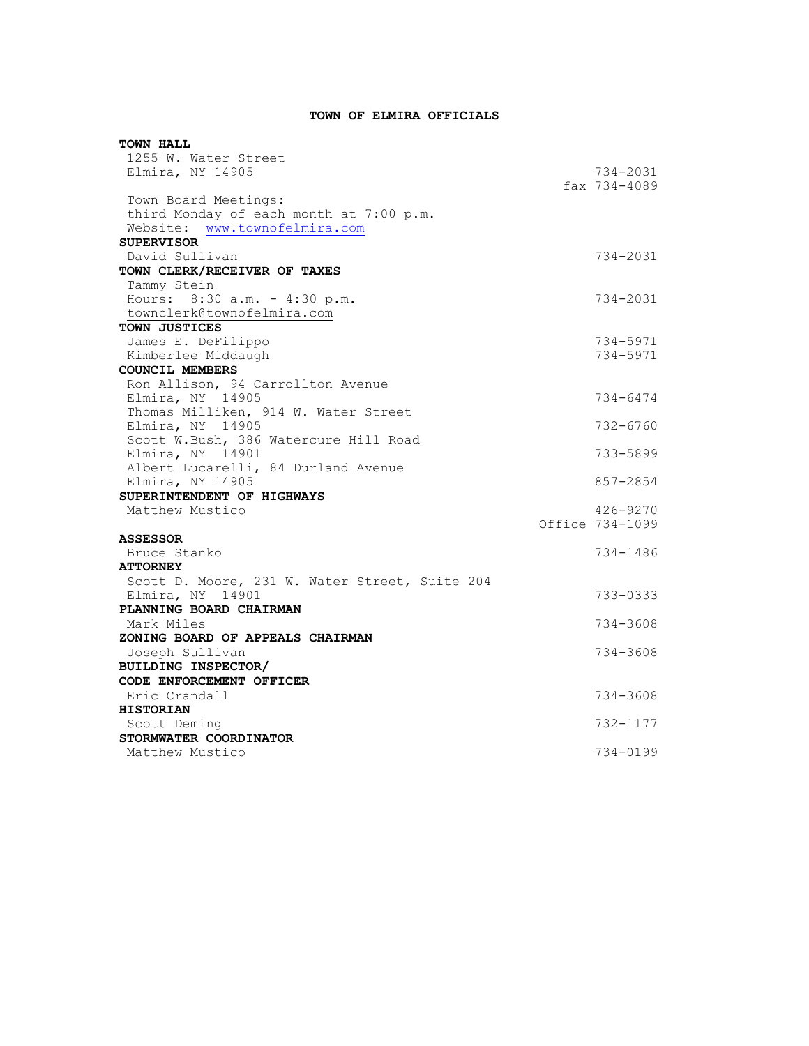# TOWN OF ELMIRA OFFICIALS

**TOWN HALL**
1255 W. Water Street
Elmira, NY 14905 — 734-2031
fax 734-4089

Town Board Meetings:
third Monday of each month at 7:00 p.m.
Website: www.townofelmira.com

**SUPERVISOR**
David Sullivan — 734-2031

**TOWN CLERK/RECEIVER OF TAXES**
Tammy Stein
Hours: 8:30 a.m. - 4:30 p.m. — 734-2031
townclerk@townofelmira.com

**TOWN JUSTICES**
James E. DeFilippo — 734-5971
Kimberlee Middaugh — 734-5971

**COUNCIL MEMBERS**
Ron Allison, 94 Carrollton Avenue
Elmira, NY 14905 — 734-6474
Thomas Milliken, 914 W. Water Street
Elmira, NY 14905 — 732-6760
Scott W.Bush, 386 Watercure Hill Road
Elmira, NY 14901 — 733-5899
Albert Lucarelli, 84 Durland Avenue
Elmira, NY 14905 — 857-2854

**SUPERINTENDENT OF HIGHWAYS**
Matthew Mustico — 426-9270
Office 734-1099

**ASSESSOR**
Bruce Stanko — 734-1486

**ATTORNEY**
Scott D. Moore, 231 W. Water Street, Suite 204
Elmira, NY 14901 — 733-0333

**PLANNING BOARD CHAIRMAN**
Mark Miles — 734-3608

**ZONING BOARD OF APPEALS CHAIRMAN**
Joseph Sullivan — 734-3608

**BUILDING INSPECTOR/**
**CODE ENFORCEMENT OFFICER**
Eric Crandall — 734-3608

**HISTORIAN**
Scott Deming — 732-1177

**STORMWATER COORDINATOR**
Matthew Mustico — 734-0199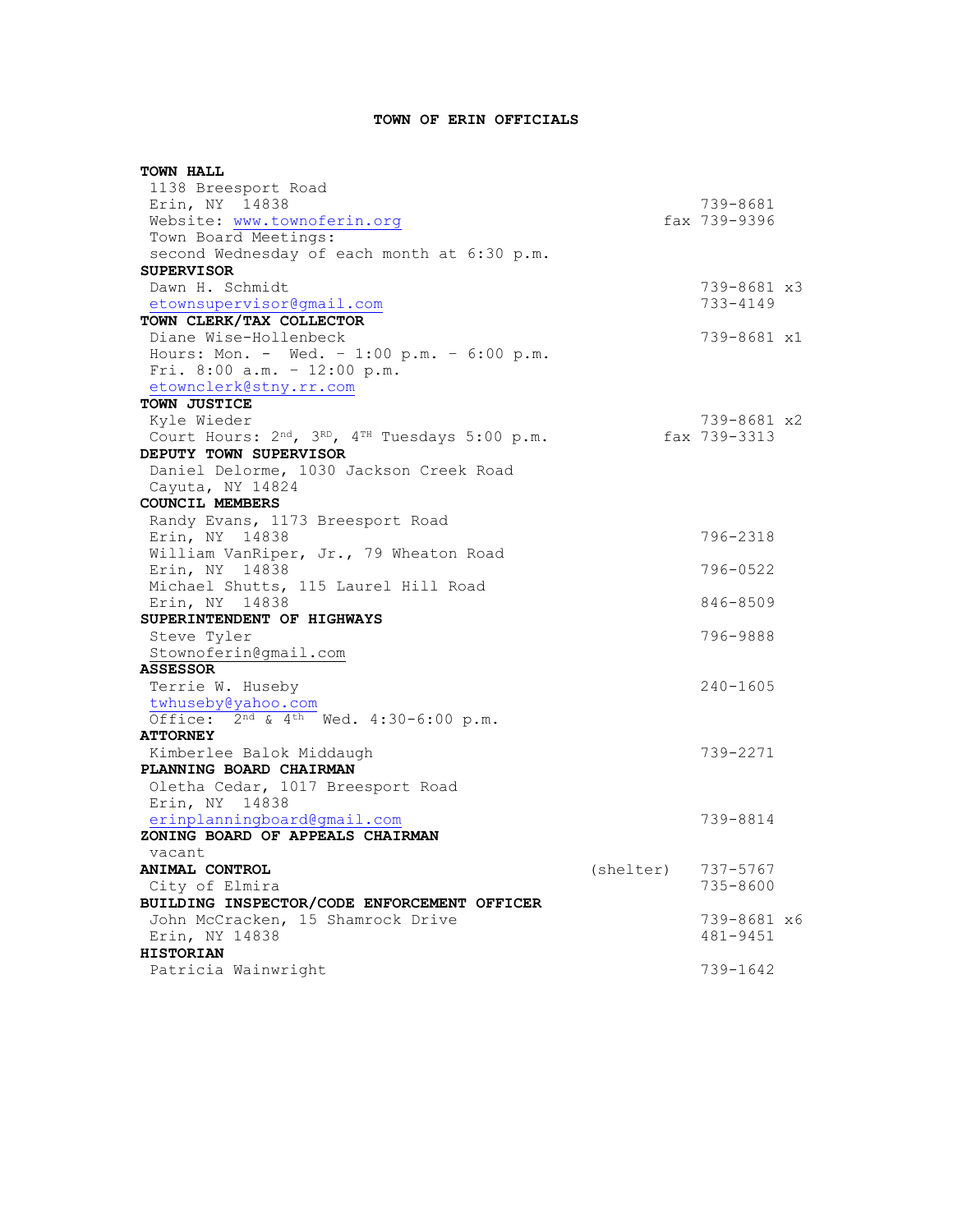# TOWN OF ERIN OFFICIALS

**TOWN HALL**
1138 Breesport Road
Erin, NY 14838 — 739-8681
Website: www.townoferin.org — fax 739-9396
Town Board Meetings:
second Wednesday of each month at 6:30 p.m.

**SUPERVISOR**
Dawn H. Schmidt — 739-8681 x3
etownsupervisor@gmail.com — 733-4149

**TOWN CLERK/TAX COLLECTOR**
Diane Wise-Hollenbeck — 739-8681 x1
Hours: Mon. - Wed. – 1:00 p.m. – 6:00 p.m.
Fri. 8:00 a.m. – 12:00 p.m.
etownclerk@stny.rr.com

**TOWN JUSTICE**
Kyle Wieder — 739-8681 x2
Court Hours: 2nd, 3RD, 4TH Tuesdays 5:00 p.m. — fax 739-3313

**DEPUTY TOWN SUPERVISOR**
Daniel Delorme, 1030 Jackson Creek Road
Cayuta, NY 14824

**COUNCIL MEMBERS**
Randy Evans, 1173 Breesport Road
Erin, NY 14838 — 796-2318
William VanRiper, Jr., 79 Wheaton Road
Erin, NY 14838 — 796-0522
Michael Shutts, 115 Laurel Hill Road
Erin, NY 14838 — 846-8509

**SUPERINTENDENT OF HIGHWAYS**
Steve Tyler — 796-9888
Stownoferin@gmail.com

**ASSESSOR**
Terrie W. Huseby — 240-1605
twhuseby@yahoo.com
Office: 2nd & 4th Wed. 4:30-6:00 p.m.

**ATTORNEY**
Kimberlee Balok Middaugh — 739-2271

**PLANNING BOARD CHAIRMAN**
Oletha Cedar, 1017 Breesport Road
Erin, NY 14838
erinplanningboard@gmail.com — 739-8814

**ZONING BOARD OF APPEALS CHAIRMAN**
vacant

**ANIMAL CONTROL** — (shelter) 737-5767
City of Elmira — 735-8600

**BUILDING INSPECTOR/CODE ENFORCEMENT OFFICER**
John McCracken, 15 Shamrock Drive — 739-8681 x6
Erin, NY 14838 — 481-9451

**HISTORIAN**
Patricia Wainwright — 739-1642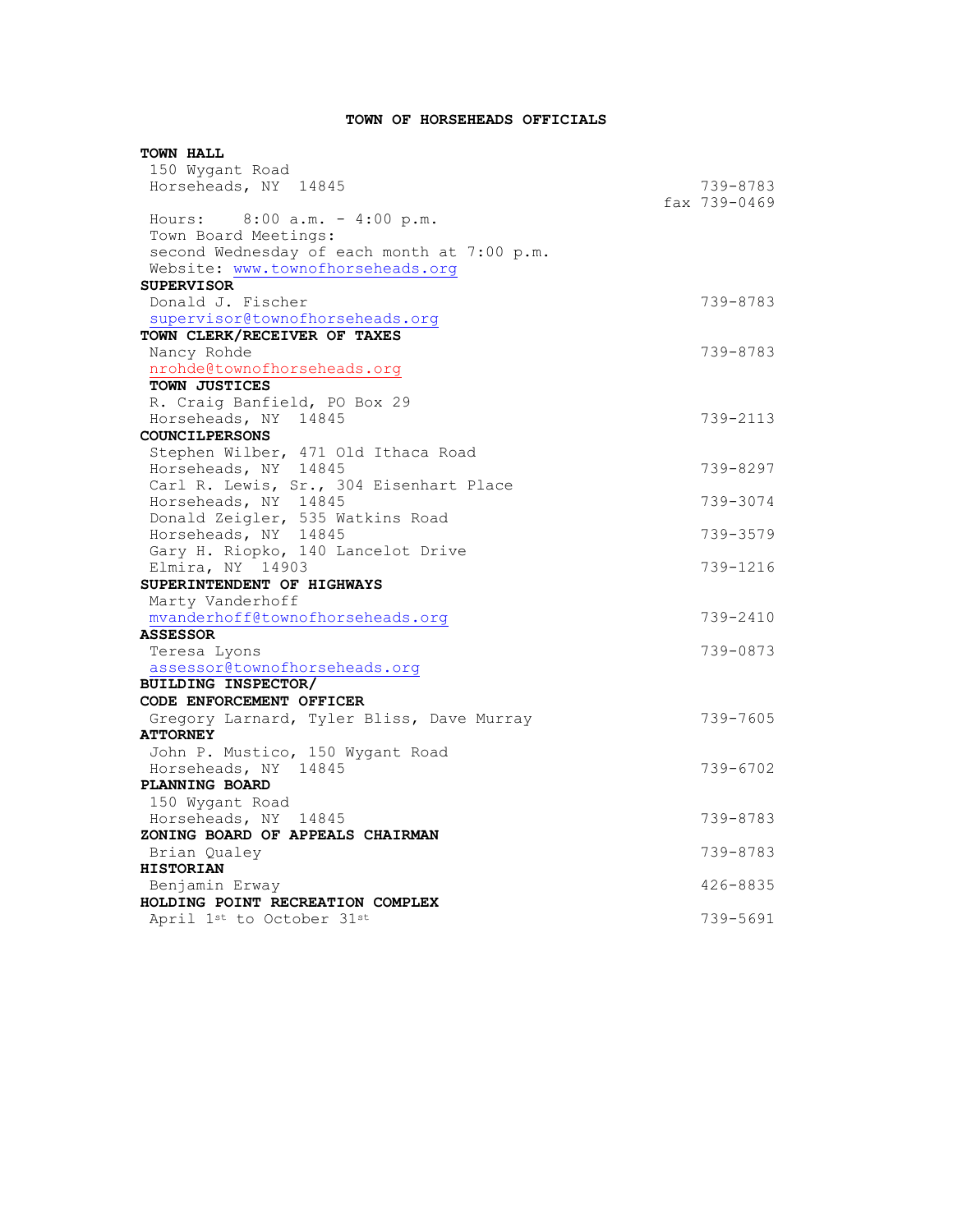# TOWN OF HORSEHEADS OFFICIALS

**TOWN HALL**
150 Wygant Road
Horseheads, NY 14845 — 739-8783
fax 739-0469
Hours: 8:00 a.m. - 4:00 p.m.
Town Board Meetings:
second Wednesday of each month at 7:00 p.m.
Website: www.townofhorseheads.org

**SUPERVISOR**
Donald J. Fischer — 739-8783
supervisor@townofhorseheads.org

**TOWN CLERK/RECEIVER OF TAXES**
Nancy Rohde — 739-8783
nrohde@townofhorseheads.org

**TOWN JUSTICES**
R. Craig Banfield, PO Box 29
Horseheads, NY 14845 — 739-2113

**COUNCILPERSONS**
Stephen Wilber, 471 Old Ithaca Road
Horseheads, NY 14845 — 739-8297
Carl R. Lewis, Sr., 304 Eisenhart Place
Horseheads, NY 14845 — 739-3074
Donald Zeigler, 535 Watkins Road
Horseheads, NY 14845 — 739-3579
Gary H. Riopko, 140 Lancelot Drive
Elmira, NY 14903 — 739-1216

**SUPERINTENDENT OF HIGHWAYS**
Marty Vanderhoff
mvanderhoff@townofhorseheads.org — 739-2410

**ASSESSOR**
Teresa Lyons — 739-0873
assessor@townofhorseheads.org

**BUILDING INSPECTOR/**
**CODE ENFORCEMENT OFFICER**
Gregory Larnard, Tyler Bliss, Dave Murray — 739-7605

**ATTORNEY**
John P. Mustico, 150 Wygant Road
Horseheads, NY 14845 — 739-6702

**PLANNING BOARD**
150 Wygant Road
Horseheads, NY 14845 — 739-8783

**ZONING BOARD OF APPEALS CHAIRMAN**
Brian Qualey — 739-8783

**HISTORIAN**
Benjamin Erway — 426-8835

**HOLDING POINT RECREATION COMPLEX**
April 1st to October 31st — 739-5691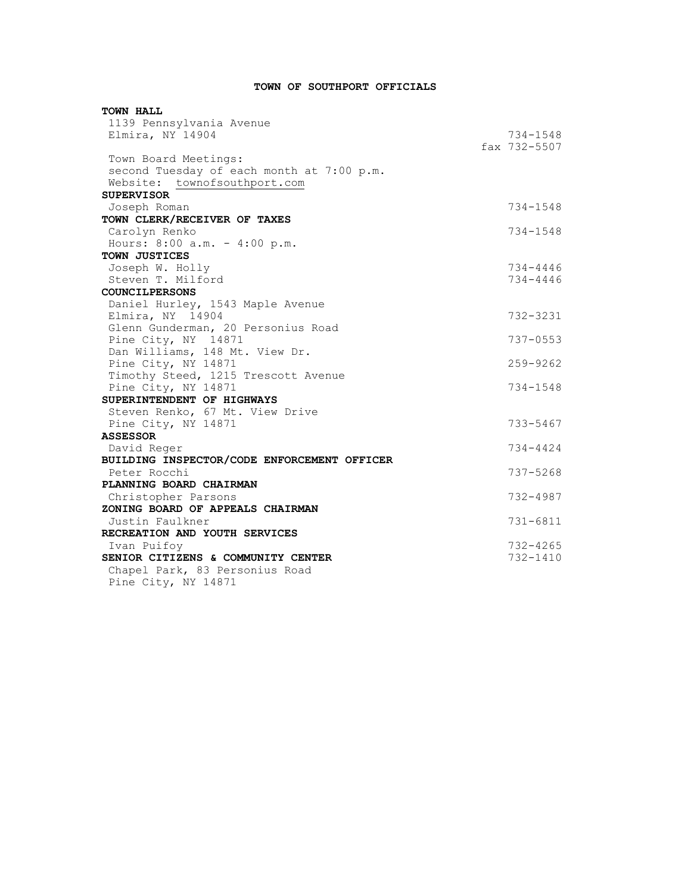## TOWN OF SOUTHPORT OFFICIALS

**TOWN HALL**
1139 Pennsylvania Avenue
Elmira, NY 14904 — 734-1548
fax 732-5507

Town Board Meetings:
second Tuesday of each month at 7:00 p.m.
Website: townofsouthport.com

**SUPERVISOR**
Joseph Roman — 734-1548

**TOWN CLERK/RECEIVER OF TAXES**
Carolyn Renko — 734-1548
Hours: 8:00 a.m. - 4:00 p.m.

**TOWN JUSTICES**
Joseph W. Holly — 734-4446
Steven T. Milford — 734-4446

**COUNCILPERSONS**
Daniel Hurley, 1543 Maple Avenue
Elmira, NY 14904 — 732-3231
Glenn Gunderman, 20 Personius Road
Pine City, NY 14871 — 737-0553
Dan Williams, 148 Mt. View Dr.
Pine City, NY 14871 — 259-9262
Timothy Steed, 1215 Trescott Avenue
Pine City, NY 14871 — 734-1548

**SUPERINTENDENT OF HIGHWAYS**
Steven Renko, 67 Mt. View Drive
Pine City, NY 14871 — 733-5467

**ASSESSOR**
David Reger — 734-4424

**BUILDING INSPECTOR/CODE ENFORCEMENT OFFICER**
Peter Rocchi — 737-5268

**PLANNING BOARD CHAIRMAN**
Christopher Parsons — 732-4987

**ZONING BOARD OF APPEALS CHAIRMAN**
Justin Faulkner — 731-6811

**RECREATION AND YOUTH SERVICES**
Ivan Puifoy — 732-4265

**SENIOR CITIZENS & COMMUNITY CENTER** — 732-1410
Chapel Park, 83 Personius Road
Pine City, NY 14871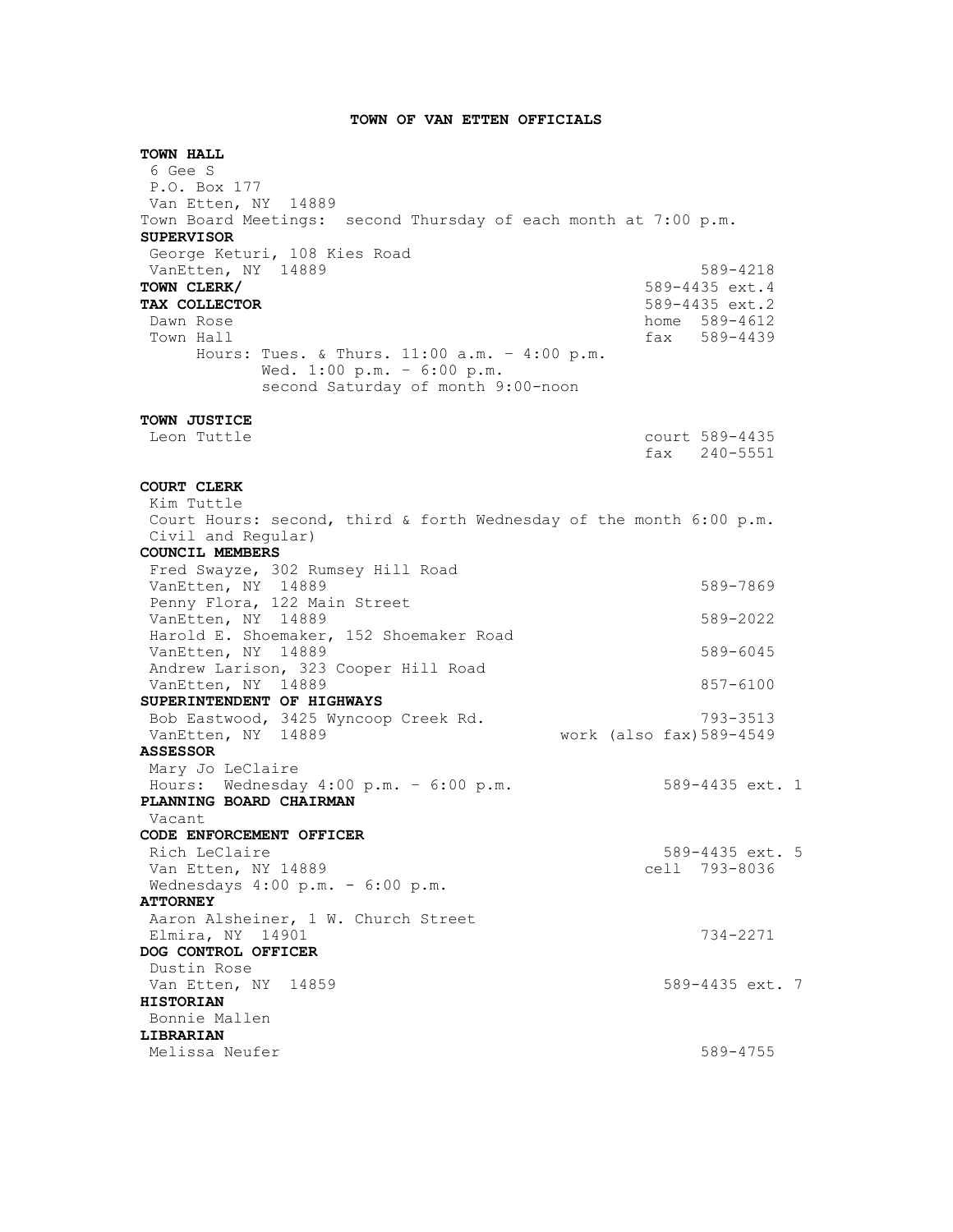# TOWN OF VAN ETTEN OFFICIALS

**TOWN HALL**
6 Gee S
P.O. Box 177
Van Etten, NY 14889
Town Board Meetings: second Thursday of each month at 7:00 p.m.

**SUPERVISOR**
George Keturi, 108 Kies Road
VanEtten, NY 14889 — 589-4218

**TOWN CLERK/** — 589-4435 ext.4
**TAX COLLECTOR** — 589-4435 ext.2
Dawn Rose — home 589-4612
Town Hall — fax 589-4439
Hours: Tues. & Thurs. 11:00 a.m. – 4:00 p.m.
Wed. 1:00 p.m. – 6:00 p.m.
second Saturday of month 9:00-noon

**TOWN JUSTICE**
Leon Tuttle — court 589-4435
fax 240-5551

**COURT CLERK**
Kim Tuttle
Court Hours: second, third & forth Wednesday of the month 6:00 p.m.
Civil and Regular)

**COUNCIL MEMBERS**
Fred Swayze, 302 Rumsey Hill Road
VanEtten, NY 14889 — 589-7869
Penny Flora, 122 Main Street
VanEtten, NY 14889 — 589-2022
Harold E. Shoemaker, 152 Shoemaker Road
VanEtten, NY 14889 — 589-6045
Andrew Larison, 323 Cooper Hill Road
VanEtten, NY 14889 — 857-6100

**SUPERINTENDENT OF HIGHWAYS**
Bob Eastwood, 3425 Wyncoop Creek Rd. — 793-3513
VanEtten, NY 14889 — work (also fax) 589-4549

**ASSESSOR**
Mary Jo LeClaire
Hours: Wednesday 4:00 p.m. – 6:00 p.m. — 589-4435 ext. 1

**PLANNING BOARD CHAIRMAN**
Vacant

**CODE ENFORCEMENT OFFICER**
Rich LeClaire — 589-4435 ext. 5
Van Etten, NY 14889 — cell 793-8036
Wednesdays 4:00 p.m. - 6:00 p.m.

**ATTORNEY**
Aaron Alsheiner, 1 W. Church Street
Elmira, NY 14901 — 734-2271

**DOG CONTROL OFFICER**
Dustin Rose
Van Etten, NY 14859 — 589-4435 ext. 7

**HISTORIAN**
Bonnie Mallen

**LIBRARIAN**
Melissa Neufer — 589-4755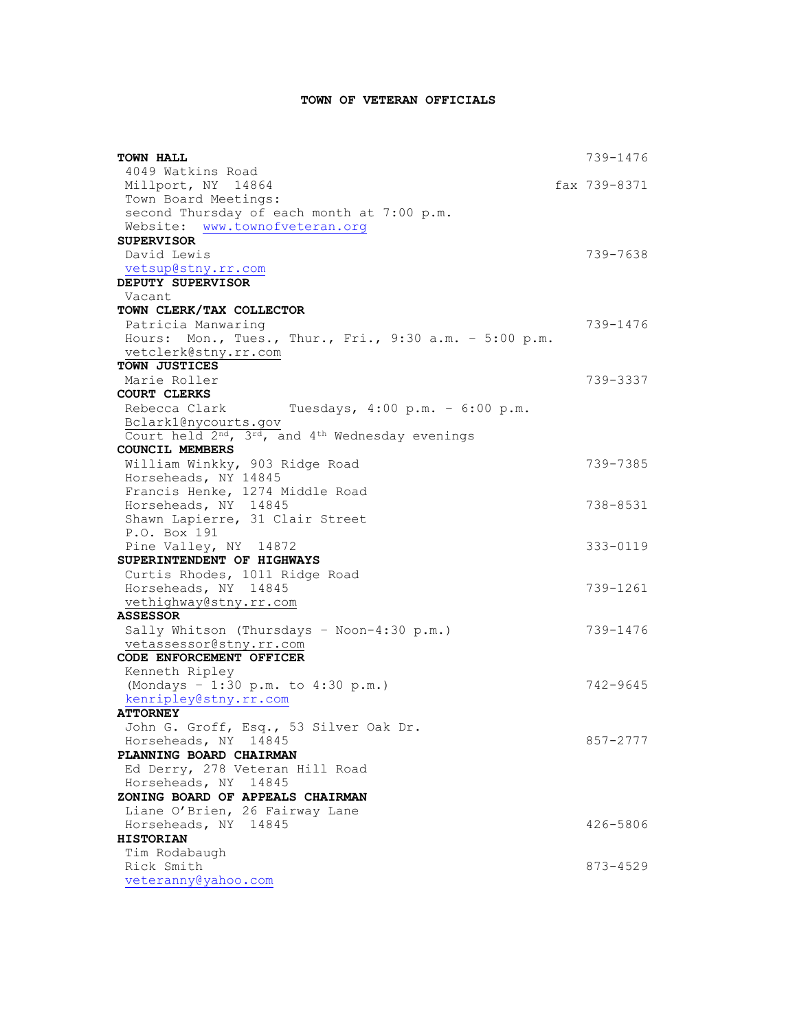# TOWN OF VETERAN OFFICIALS

**TOWN HALL** 739-1476
4049 Watkins Road
Millport, NY 14864 fax 739-8371
Town Board Meetings:
second Thursday of each month at 7:00 p.m.
Website: www.townofveteran.org

**SUPERVISOR**
David Lewis 739-7638
vetsup@stny.rr.com

**DEPUTY SUPERVISOR**
Vacant

**TOWN CLERK/TAX COLLECTOR**
Patricia Manwaring 739-1476
Hours: Mon., Tues., Thur., Fri., 9:30 a.m. – 5:00 p.m.
vetclerk@stny.rr.com

**TOWN JUSTICES**
Marie Roller 739-3337

**COURT CLERKS**
Rebecca Clark Tuesdays, 4:00 p.m. – 6:00 p.m.
Bclark1@nycourts.gov
Court held 2nd, 3rd, and 4th Wednesday evenings

**COUNCIL MEMBERS**
William Winkky, 903 Ridge Road 739-7385
Horseheads, NY 14845
Francis Henke, 1274 Middle Road
Horseheads, NY 14845 738-8531
Shawn Lapierre, 31 Clair Street
P.O. Box 191
Pine Valley, NY 14872 333-0119

**SUPERINTENDENT OF HIGHWAYS**
Curtis Rhodes, 1011 Ridge Road
Horseheads, NY 14845 739-1261
vethighway@stny.rr.com

**ASSESSOR**
Sally Whitson (Thursdays – Noon-4:30 p.m.) 739-1476
vetassessor@stny.rr.com

**CODE ENFORCEMENT OFFICER**
Kenneth Ripley
(Mondays – 1:30 p.m. to 4:30 p.m.) 742-9645
kenripley@stny.rr.com

**ATTORNEY**
John G. Groff, Esq., 53 Silver Oak Dr.
Horseheads, NY 14845 857-2777

**PLANNING BOARD CHAIRMAN**
Ed Derry, 278 Veteran Hill Road
Horseheads, NY 14845

**ZONING BOARD OF APPEALS CHAIRMAN**
Liane O'Brien, 26 Fairway Lane
Horseheads, NY 14845 426-5806

**HISTORIAN**
Tim Rodabaugh
Rick Smith 873-4529
veteranny@yahoo.com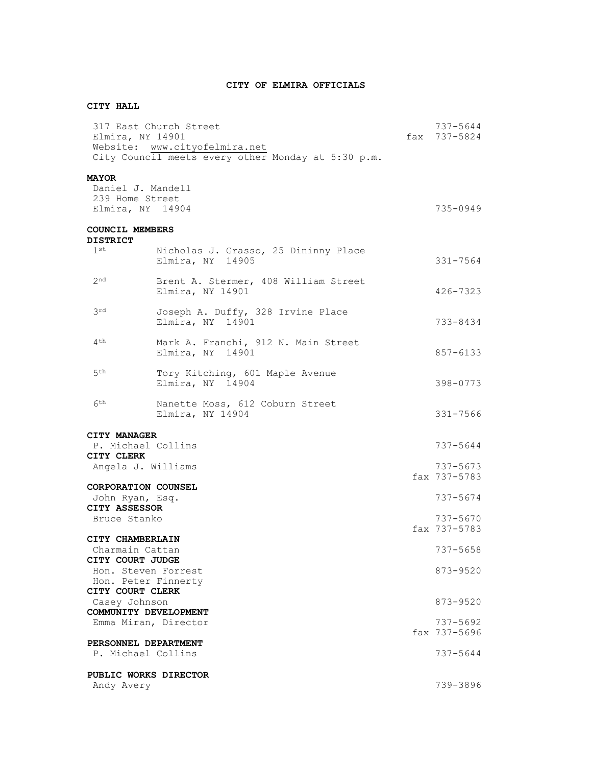# CITY OF ELMIRA OFFICIALS

## CITY HALL

317 East Church Street — 737-5644
Elmira, NY 14901 — fax 737-5824
Website: www.cityofelmira.net
City Council meets every other Monday at 5:30 p.m.

## MAYOR

Daniel J. Mandell
239 Home Street
Elmira, NY 14904 — 735-0949

## COUNCIL MEMBERS

| DISTRICT | Name / Address | Phone |
|---|---|---|
| 1st | Nicholas J. Grasso, 25 Dininny Place, Elmira, NY 14905 | 331-7564 |
| 2nd | Brent A. Stermer, 408 William Street, Elmira, NY 14901 | 426-7323 |
| 3rd | Joseph A. Duffy, 328 Irvine Place, Elmira, NY 14901 | 733-8434 |
| 4th | Mark A. Franchi, 912 N. Main Street, Elmira, NY 14901 | 857-6133 |
| 5th | Tory Kitching, 601 Maple Avenue, Elmira, NY 14904 | 398-0773 |
| 6th | Nanette Moss, 612 Coburn Street, Elmira, NY 14904 | 331-7566 |

## CITY MANAGER

P. Michael Collins — 737-5644

## CITY CLERK

Angela J. Williams — 737-5673, fax 737-5783

## CORPORATION COUNSEL

John Ryan, Esq. — 737-5674

## CITY ASSESSOR

Bruce Stanko — 737-5670, fax 737-5783

## CITY CHAMBERLAIN

Charmain Cattan — 737-5658

## CITY COURT JUDGE

Hon. Steven Forrest — 873-9520
Hon. Peter Finnerty

## CITY COURT CLERK

Casey Johnson — 873-9520

## COMMUNITY DEVELOPMENT

Emma Miran, Director — 737-5692, fax 737-5696

## PERSONNEL DEPARTMENT

P. Michael Collins — 737-5644

## PUBLIC WORKS DIRECTOR

Andy Avery — 739-3896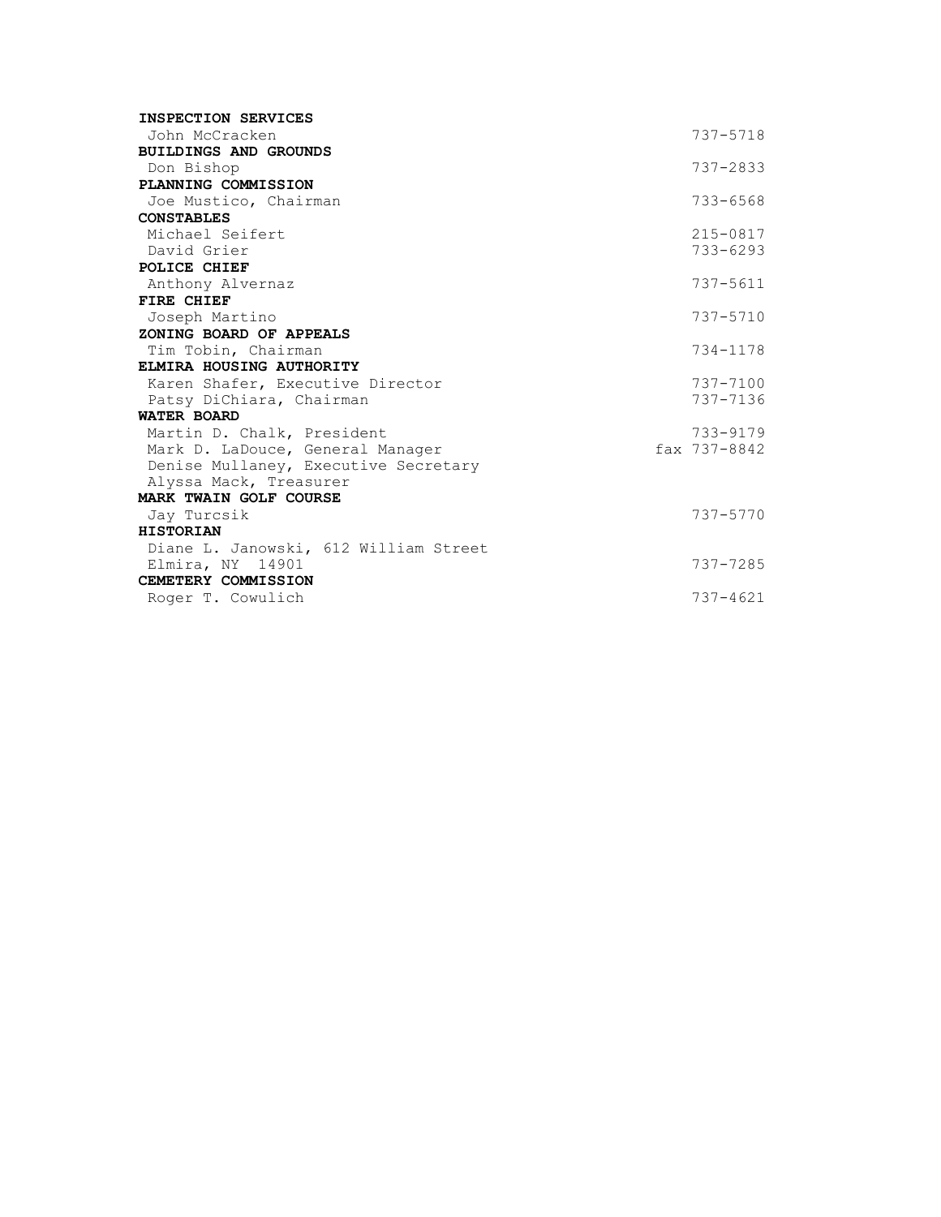**INSPECTION SERVICES**

John McCracken 737-5718

**BUILDINGS AND GROUNDS**

Don Bishop 737-2833

**PLANNING COMMISSION**

Joe Mustico, Chairman 733-6568

**CONSTABLES**

Michael Seifert 215-0817

David Grier 733-6293

**POLICE CHIEF**

Anthony Alvernaz 737-5611

**FIRE CHIEF**

Joseph Martino 737-5710

**ZONING BOARD OF APPEALS**

Tim Tobin, Chairman 734-1178

**ELMIRA HOUSING AUTHORITY**

Karen Shafer, Executive Director 737-7100

Patsy DiChiara, Chairman 737-7136

**WATER BOARD**

Martin D. Chalk, President 733-9179

Mark D. LaDouce, General Manager fax 737-8842

Denise Mullaney, Executive Secretary

Alyssa Mack, Treasurer

**MARK TWAIN GOLF COURSE**

Jay Turcsik 737-5770

**HISTORIAN**

Diane L. Janowski, 612 William Street

Elmira, NY 14901 737-7285

**CEMETERY COMMISSION**

Roger T. Cowulich 737-4621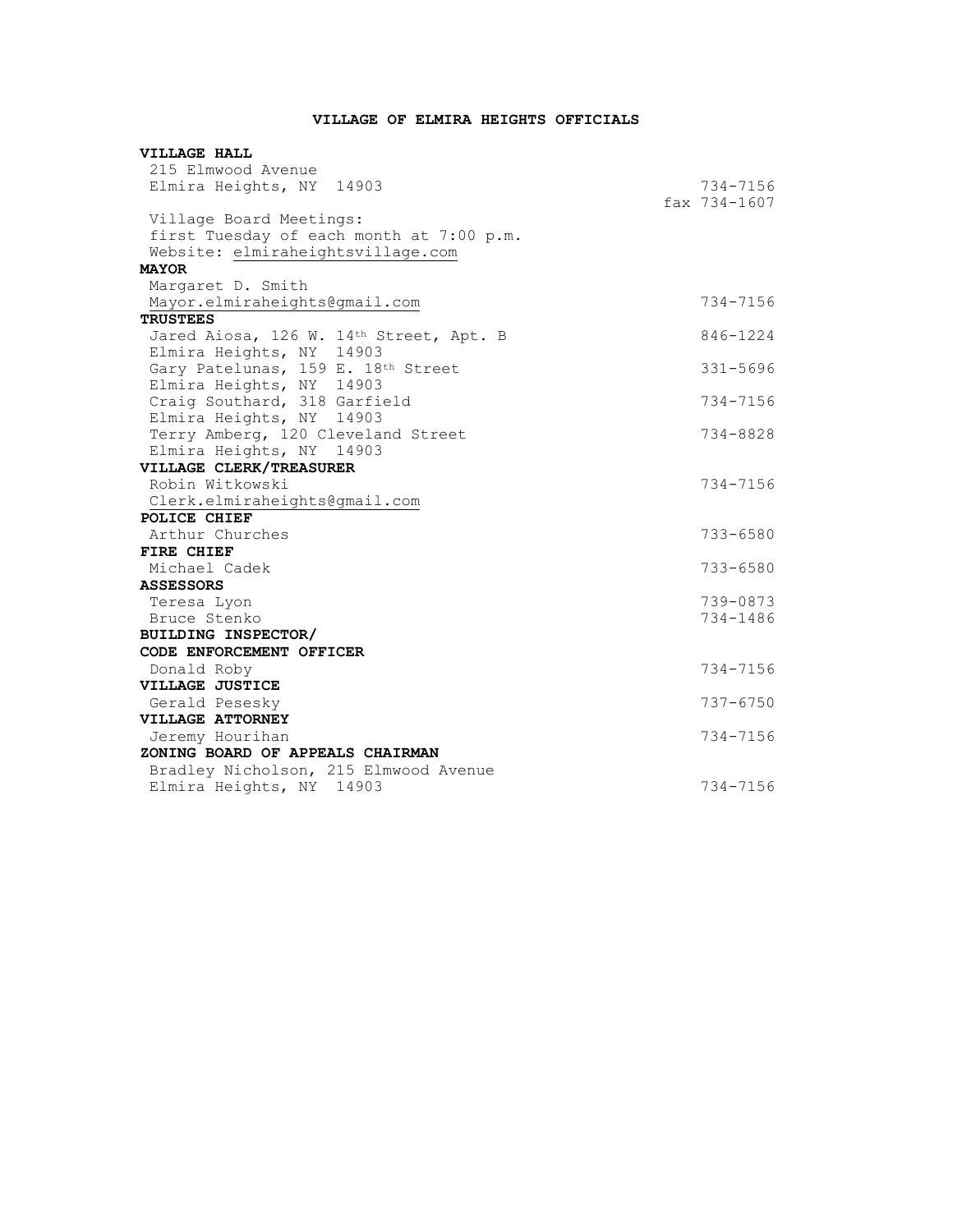## VILLAGE OF ELMIRA HEIGHTS OFFICIALS

**VILLAGE HALL**
215 Elmwood Avenue
Elmira Heights, NY 14903 — 734-7156
fax 734-1607
Village Board Meetings:
first Tuesday of each month at 7:00 p.m.
Website: elmiraheightsvillage.com

**MAYOR**
Margaret D. Smith
Mayor.elmiraheights@gmail.com — 734-7156

**TRUSTEES**
Jared Aiosa, 126 W. 14th Street, Apt. B — 846-1224
Elmira Heights, NY 14903
Gary Patelunas, 159 E. 18th Street — 331-5696
Elmira Heights, NY 14903
Craig Southard, 318 Garfield — 734-7156
Elmira Heights, NY 14903
Terry Amberg, 120 Cleveland Street — 734-8828
Elmira Heights, NY 14903

**VILLAGE CLERK/TREASURER**
Robin Witkowski — 734-7156
Clerk.elmiraheights@gmail.com

**POLICE CHIEF**
Arthur Churches — 733-6580

**FIRE CHIEF**
Michael Cadek — 733-6580

**ASSESSORS**
Teresa Lyon — 739-0873
Bruce Stenko — 734-1486

**BUILDING INSPECTOR/**
**CODE ENFORCEMENT OFFICER**
Donald Roby — 734-7156

**VILLAGE JUSTICE**
Gerald Pesesky — 737-6750

**VILLAGE ATTORNEY**
Jeremy Hourihan — 734-7156

**ZONING BOARD OF APPEALS CHAIRMAN**
Bradley Nicholson, 215 Elmwood Avenue
Elmira Heights, NY 14903 — 734-7156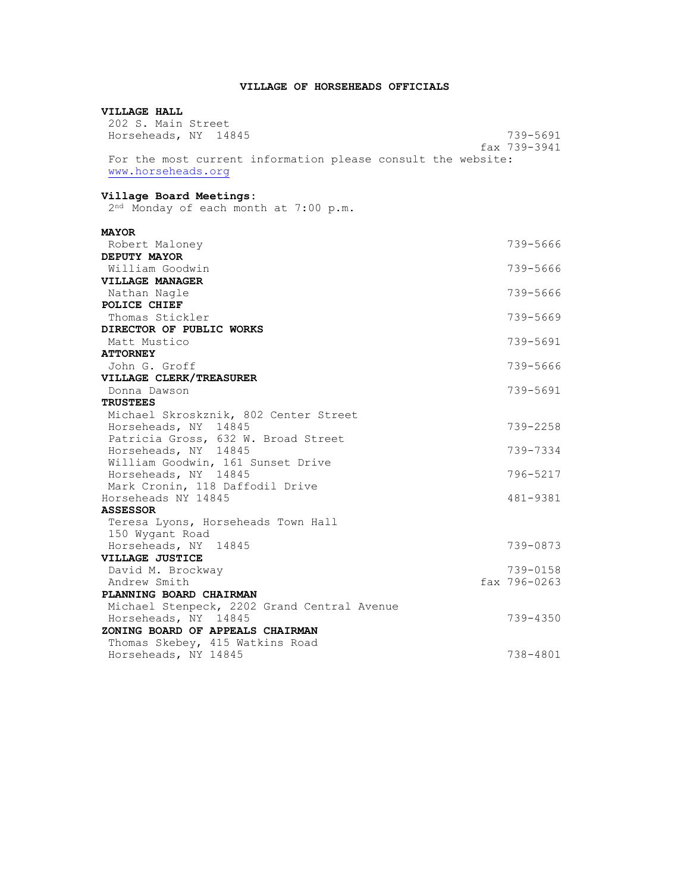# VILLAGE OF HORSEHEADS OFFICIALS

**VILLAGE HALL**

202 S. Main Street
Horseheads, NY 14845 — 739-5691
fax 739-3941

For the most current information please consult the website: www.horseheads.org

**Village Board Meetings:**

2nd Monday of each month at 7:00 p.m.

**MAYOR**

Robert Maloney — 739-5666

**DEPUTY MAYOR**

William Goodwin — 739-5666

**VILLAGE MANAGER**

Nathan Nagle — 739-5666

**POLICE CHIEF**

Thomas Stickler — 739-5669

**DIRECTOR OF PUBLIC WORKS**

Matt Mustico — 739-5691

**ATTORNEY**

John G. Groff — 739-5666

**VILLAGE CLERK/TREASURER**

Donna Dawson — 739-5691

**TRUSTEES**

Michael Skroskznik, 802 Center Street
Horseheads, NY 14845 — 739-2258

Patricia Gross, 632 W. Broad Street
Horseheads, NY 14845 — 739-7334

William Goodwin, 161 Sunset Drive
Horseheads, NY 14845 — 796-5217

Mark Cronin, 118 Daffodil Drive
Horseheads NY 14845 — 481-9381

**ASSESSOR**

Teresa Lyons, Horseheads Town Hall
150 Wygant Road
Horseheads, NY 14845 — 739-0873

**VILLAGE JUSTICE**

David M. Brockway — 739-0158
Andrew Smith — fax 796-0263

**PLANNING BOARD CHAIRMAN**

Michael Stenpeck, 2202 Grand Central Avenue
Horseheads, NY 14845 — 739-4350

**ZONING BOARD OF APPEALS CHAIRMAN**

Thomas Skebey, 415 Watkins Road
Horseheads, NY 14845 — 738-4801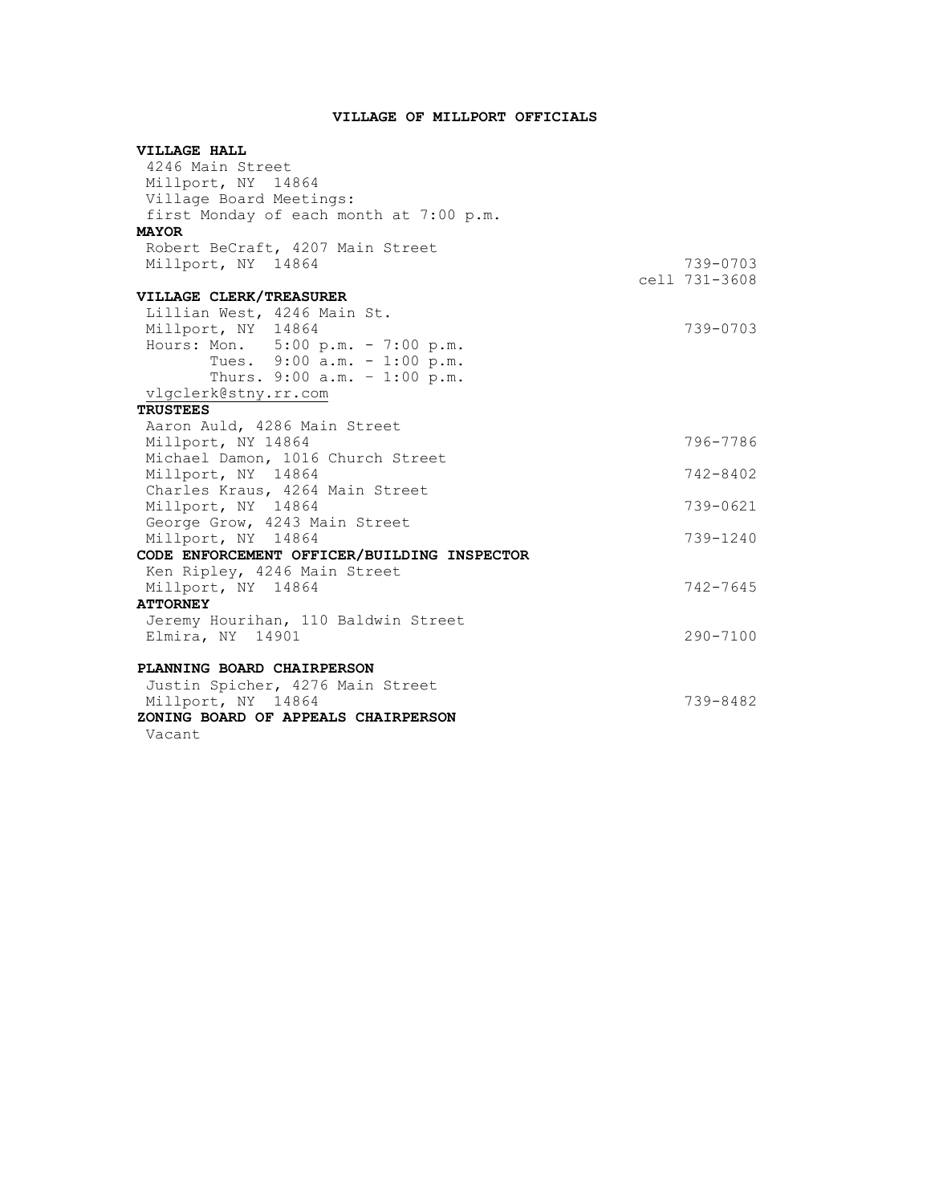# VILLAGE OF MILLPORT OFFICIALS

**VILLAGE HALL**
4246 Main Street
Millport, NY 14864
Village Board Meetings:
first Monday of each month at 7:00 p.m.

**MAYOR**
Robert BeCraft, 4207 Main Street
Millport, NY 14864 — 739-0703
cell 731-3608

**VILLAGE CLERK/TREASURER**
Lillian West, 4246 Main St.
Millport, NY 14864 — 739-0703
Hours: Mon. 5:00 p.m. - 7:00 p.m.
Tues. 9:00 a.m. - 1:00 p.m.
Thurs. 9:00 a.m. – 1:00 p.m.
vlgclerk@stny.rr.com

**TRUSTEES**
Aaron Auld, 4286 Main Street
Millport, NY 14864 — 796-7786
Michael Damon, 1016 Church Street
Millport, NY 14864 — 742-8402
Charles Kraus, 4264 Main Street
Millport, NY 14864 — 739-0621
George Grow, 4243 Main Street
Millport, NY 14864 — 739-1240

**CODE ENFORCEMENT OFFICER/BUILDING INSPECTOR**
Ken Ripley, 4246 Main Street
Millport, NY 14864 — 742-7645

**ATTORNEY**
Jeremy Hourihan, 110 Baldwin Street
Elmira, NY 14901 — 290-7100

**PLANNING BOARD CHAIRPERSON**
Justin Spicher, 4276 Main Street
Millport, NY 14864 — 739-8482

**ZONING BOARD OF APPEALS CHAIRPERSON**
Vacant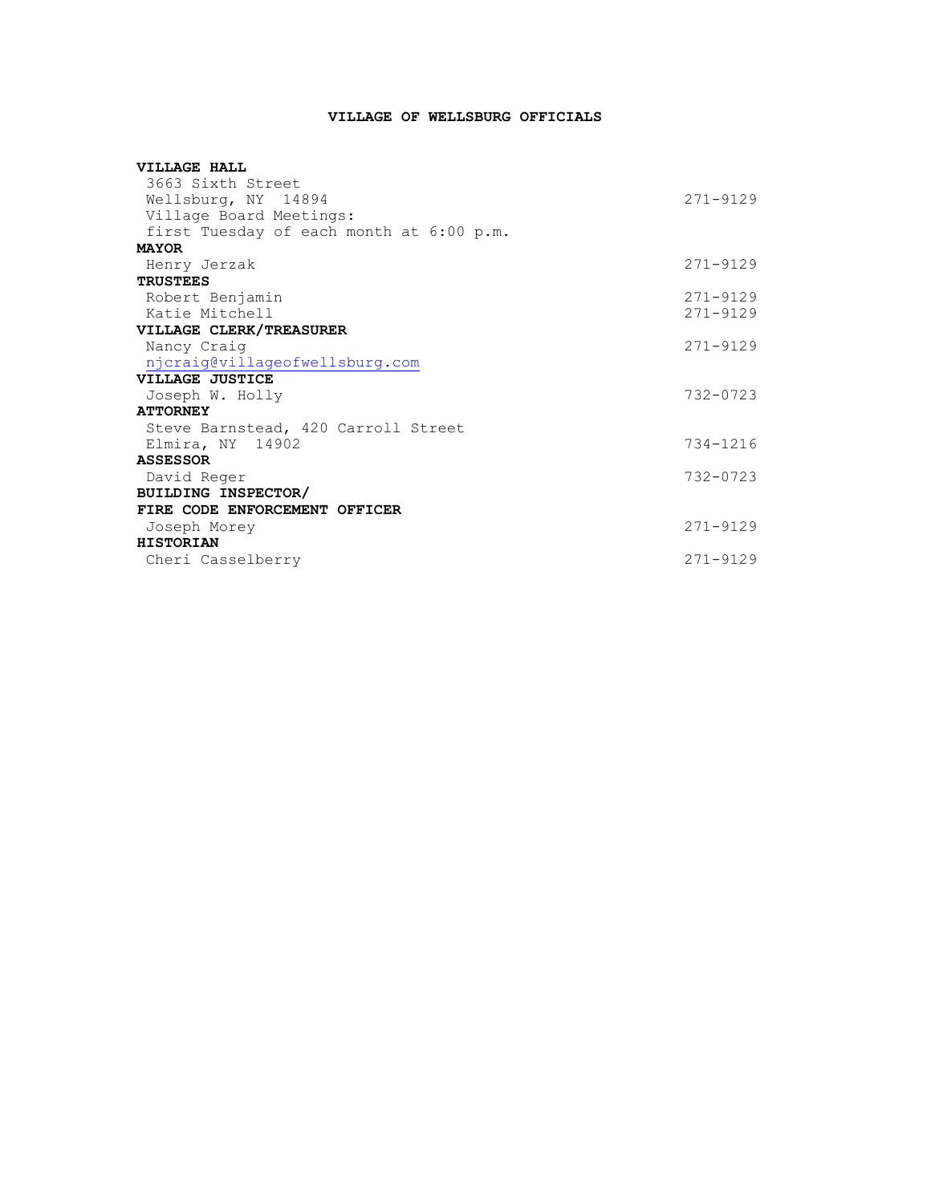# VILLAGE OF WELLSBURG OFFICIALS

| | |
|---|---|
| **VILLAGE HALL** | |
| 3663 Sixth Street | |
| Wellsburg, NY 14894 | 271-9129 |
| Village Board Meetings: | |
| first Tuesday of each month at 6:00 p.m. | |
| **MAYOR** | |
| Henry Jerzak | 271-9129 |
| **TRUSTEES** | |
| Robert Benjamin | 271-9129 |
| Katie Mitchell | 271-9129 |
| **VILLAGE CLERK/TREASURER** | |
| Nancy Craig | 271-9129 |
| njcraig@villageofwellsburg.com | |
| **VILLAGE JUSTICE** | |
| Joseph W. Holly | 732-0723 |
| **ATTORNEY** | |
| Steve Barnstead, 420 Carroll Street | |
| Elmira, NY 14902 | 734-1216 |
| **ASSESSOR** | |
| David Reger | 732-0723 |
| **BUILDING INSPECTOR/** | |
| **FIRE CODE ENFORCEMENT OFFICER** | |
| Joseph Morey | 271-9129 |
| **HISTORIAN** | |
| Cheri Casselberry | 271-9129 |